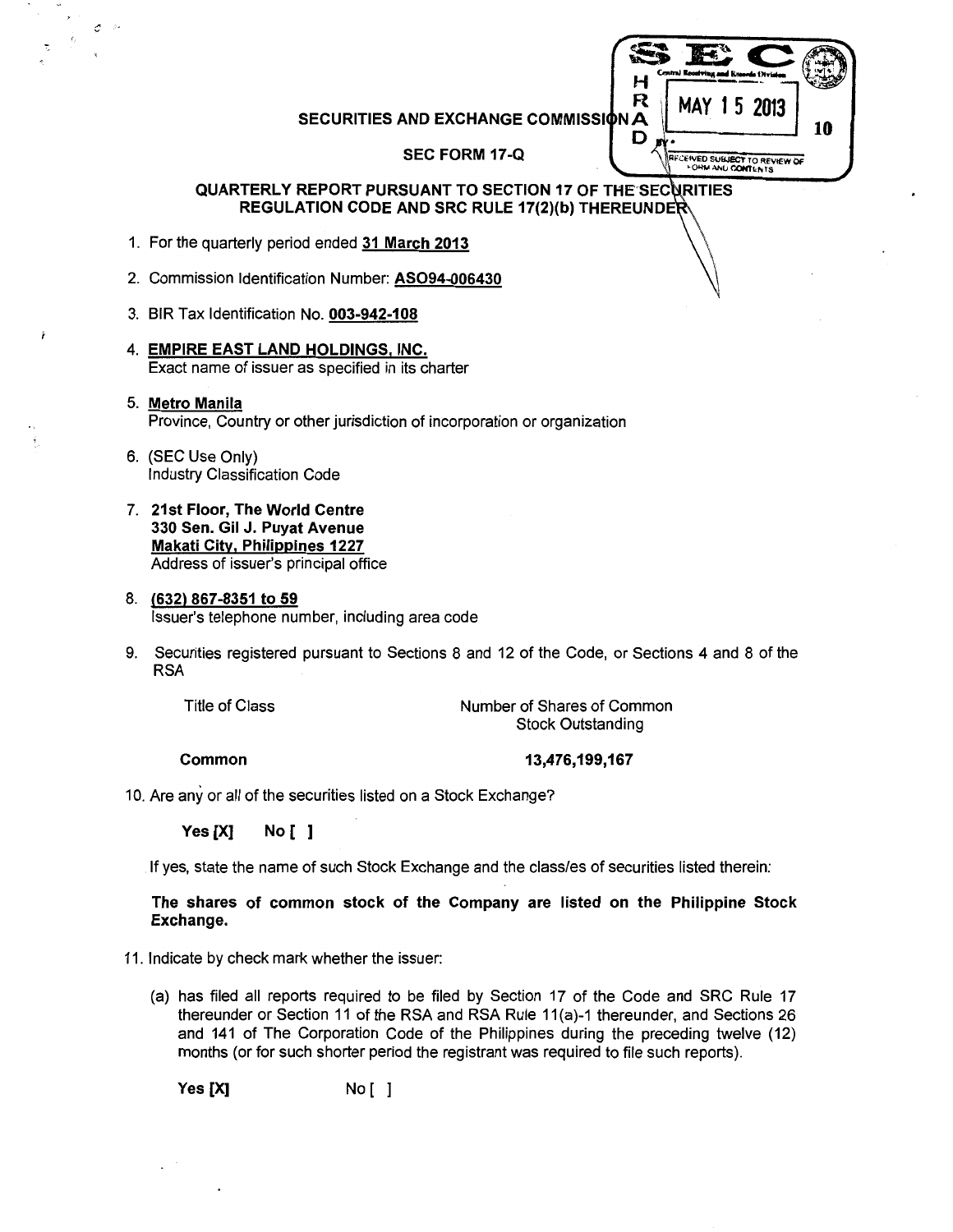SECURITIES AND EXCHANGE COMMISSION

SEC FORM 17-Q

QUARTERLY REPORT PURSUANT TO SECTION 17 OF THE SECURITIES REGULATION CODE AND SRC RULE 17(2)(b) THEREUNDER

1. For the quarterly period ended **31 March 2013**

2. Commission Identification Number: **ASO94-006430**

3. BIR Tax Identification No. **003-942-108**

4. **EMPIRE EAST LAND HOLDINGS, INC.**
   Exact name of issuer as specified in its charter

5. **Metro Manila**
   Province, Country or other jurisdiction of incorporation or organization

6. (SEC Use Only)
   Industry Classification Code

7. **21st Floor, The World Centre**
   **330 Sen. Gil J. Puyat Avenue**
   **Makati City, Philippines 1227**
   Address of issuer's principal office

8. **(632) 867-8351 to 59**
   Issuer's telephone number, including area code

9. Securities registered pursuant to Sections 8 and 12 of the Code, or Sections 4 and 8 of the RSA

| Title of Class | Number of Shares of Common Stock Outstanding |
|---|---|
| **Common** | **13,476,199,167** |

10. Are any or all of the securities listed on a Stock Exchange?

    **Yes [X]** **No [ ]**

    If yes, state the name of such Stock Exchange and the class/es of securities listed therein:

    **The shares of common stock of the Company are listed on the Philippine Stock Exchange.**

11. Indicate by check mark whether the issuer:

    (a) has filed all reports required to be filed by Section 17 of the Code and SRC Rule 17 thereunder or Section 11 of the RSA and RSA Rule 11(a)-1 thereunder, and Sections 26 and 141 of The Corporation Code of the Philippines during the preceding twelve (12) months (or for such shorter period the registrant was required to file such reports).

    **Yes [X]** No [ ]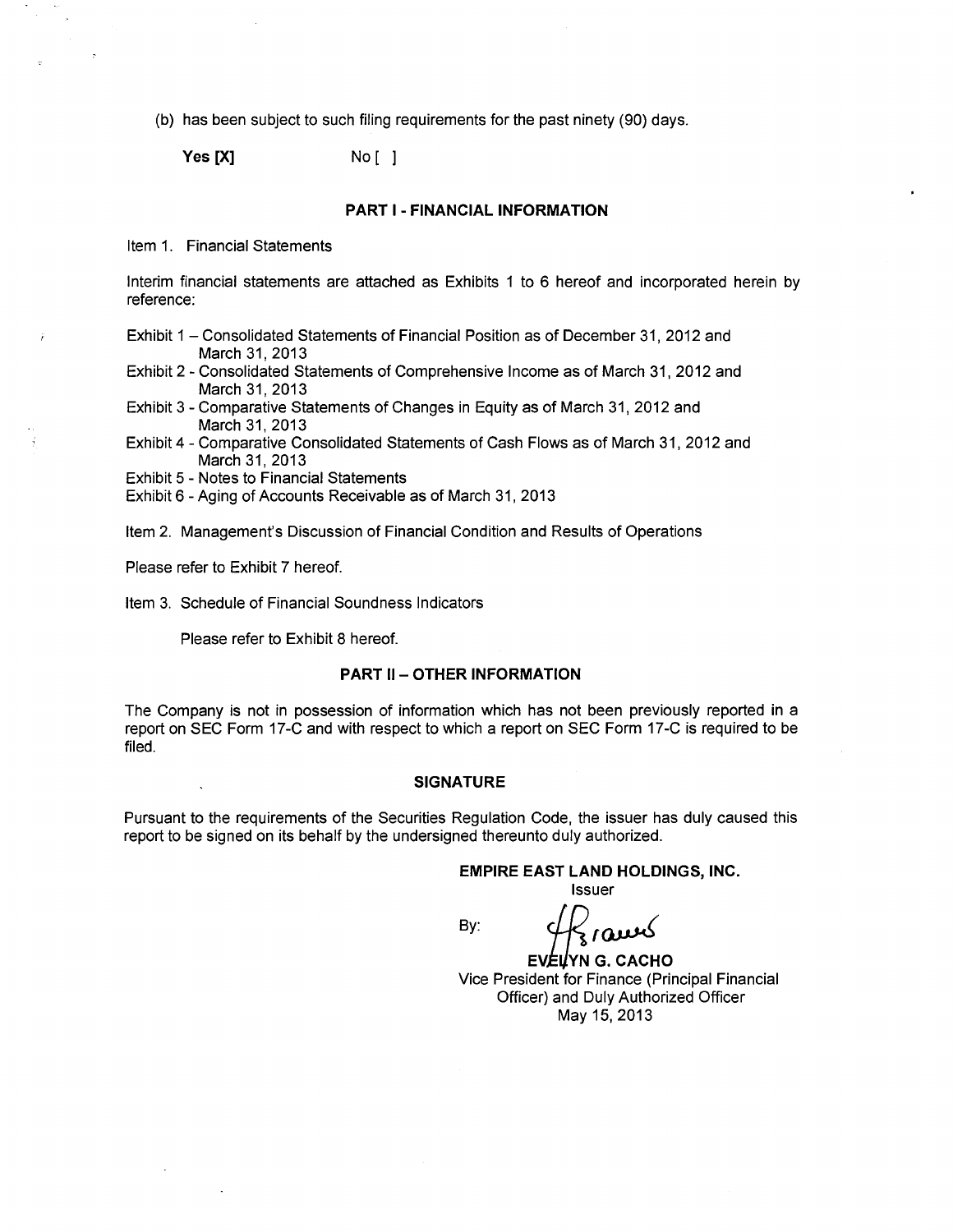(b) has been subject to such filing requirements for the past ninety (90) days.

**Yes [X]** No [ ]

## PART I - FINANCIAL INFORMATION

Item 1. Financial Statements

Interim financial statements are attached as Exhibits 1 to 6 hereof and incorporated herein by reference:

Exhibit 1 – Consolidated Statements of Financial Position as of December 31, 2012 and March 31, 2013
Exhibit 2 - Consolidated Statements of Comprehensive Income as of March 31, 2012 and March 31, 2013
Exhibit 3 - Comparative Statements of Changes in Equity as of March 31, 2012 and March 31, 2013
Exhibit 4 - Comparative Consolidated Statements of Cash Flows as of March 31, 2012 and March 31, 2013
Exhibit 5 - Notes to Financial Statements
Exhibit 6 - Aging of Accounts Receivable as of March 31, 2013

Item 2. Management's Discussion of Financial Condition and Results of Operations

Please refer to Exhibit 7 hereof.

Item 3. Schedule of Financial Soundness Indicators

Please refer to Exhibit 8 hereof.

## PART II – OTHER INFORMATION

The Company is not in possession of information which has not been previously reported in a report on SEC Form 17-C and with respect to which a report on SEC Form 17-C is required to be filed.

## SIGNATURE

Pursuant to the requirements of the Securities Regulation Code, the issuer has duly caused this report to be signed on its behalf by the undersigned thereunto duly authorized.

**EMPIRE EAST LAND HOLDINGS, INC.**
Issuer

By:

**EVELYN G. CACHO**
Vice President for Finance (Principal Financial Officer) and Duly Authorized Officer
May 15, 2013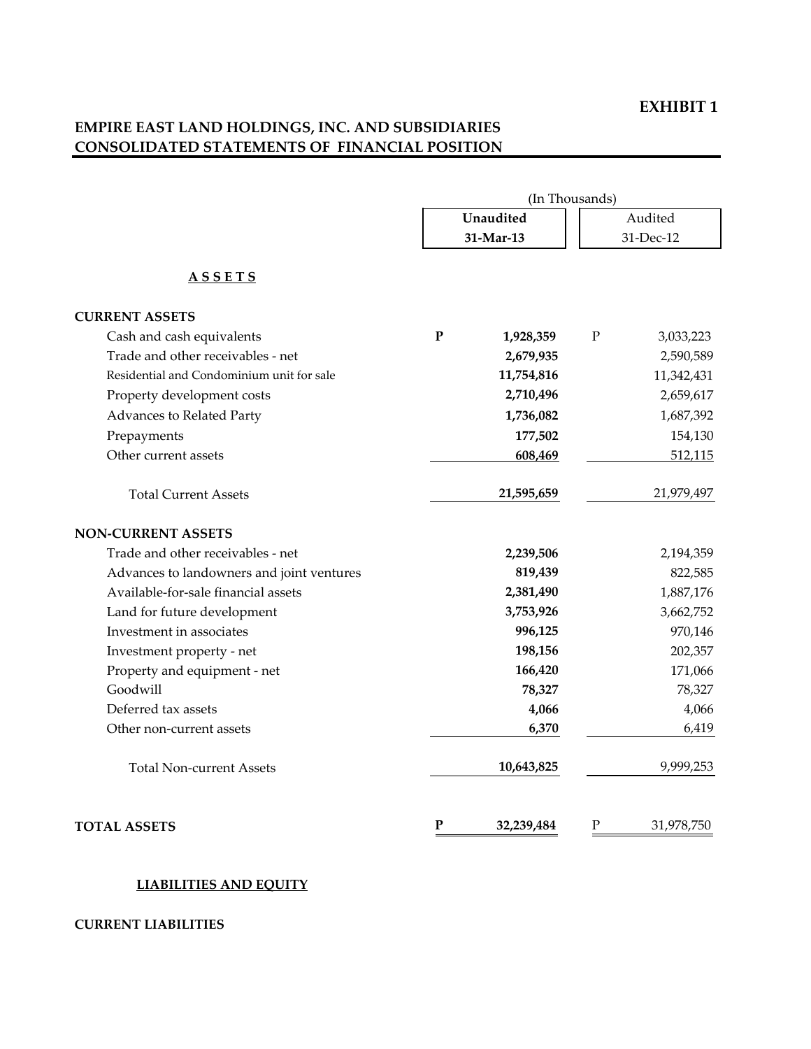**EXHIBIT 1**

# EMPIRE EAST LAND HOLDINGS, INC. AND SUBSIDIARIES
## CONSOLIDATED STATEMENTS OF FINANCIAL POSITION

| | | (In Thousands) | | |
|---|---|---|---|---|
| | | **Unaudited 31-Mar-13** | | Audited 31-Dec-12 |
| **A S S E T S** | | | | |
| **CURRENT ASSETS** | | | | |
| Cash and cash equivalents | **P** | **1,928,359** | P | 3,033,223 |
| Trade and other receivables - net | | **2,679,935** | | 2,590,589 |
| Residential and Condominium unit for sale | | **11,754,816** | | 11,342,431 |
| Property development costs | | **2,710,496** | | 2,659,617 |
| Advances to Related Party | | **1,736,082** | | 1,687,392 |
| Prepayments | | **177,502** | | 154,130 |
| Other current assets | | **608,469** | | 512,115 |
| Total Current Assets | | **21,595,659** | | 21,979,497 |
| **NON-CURRENT ASSETS** | | | | |
| Trade and other receivables - net | | **2,239,506** | | 2,194,359 |
| Advances to landowners and joint ventures | | **819,439** | | 822,585 |
| Available-for-sale financial assets | | **2,381,490** | | 1,887,176 |
| Land for future development | | **3,753,926** | | 3,662,752 |
| Investment in associates | | **996,125** | | 970,146 |
| Investment property - net | | **198,156** | | 202,357 |
| Property and equipment - net | | **166,420** | | 171,066 |
| Goodwill | | **78,327** | | 78,327 |
| Deferred tax assets | | **4,066** | | 4,066 |
| Other non-current assets | | **6,370** | | 6,419 |
| Total Non-current Assets | | **10,643,825** | | 9,999,253 |
| **TOTAL ASSETS** | **P** | **32,239,484** | P | 31,978,750 |

**LIABILITIES AND EQUITY**

**CURRENT LIABILITIES**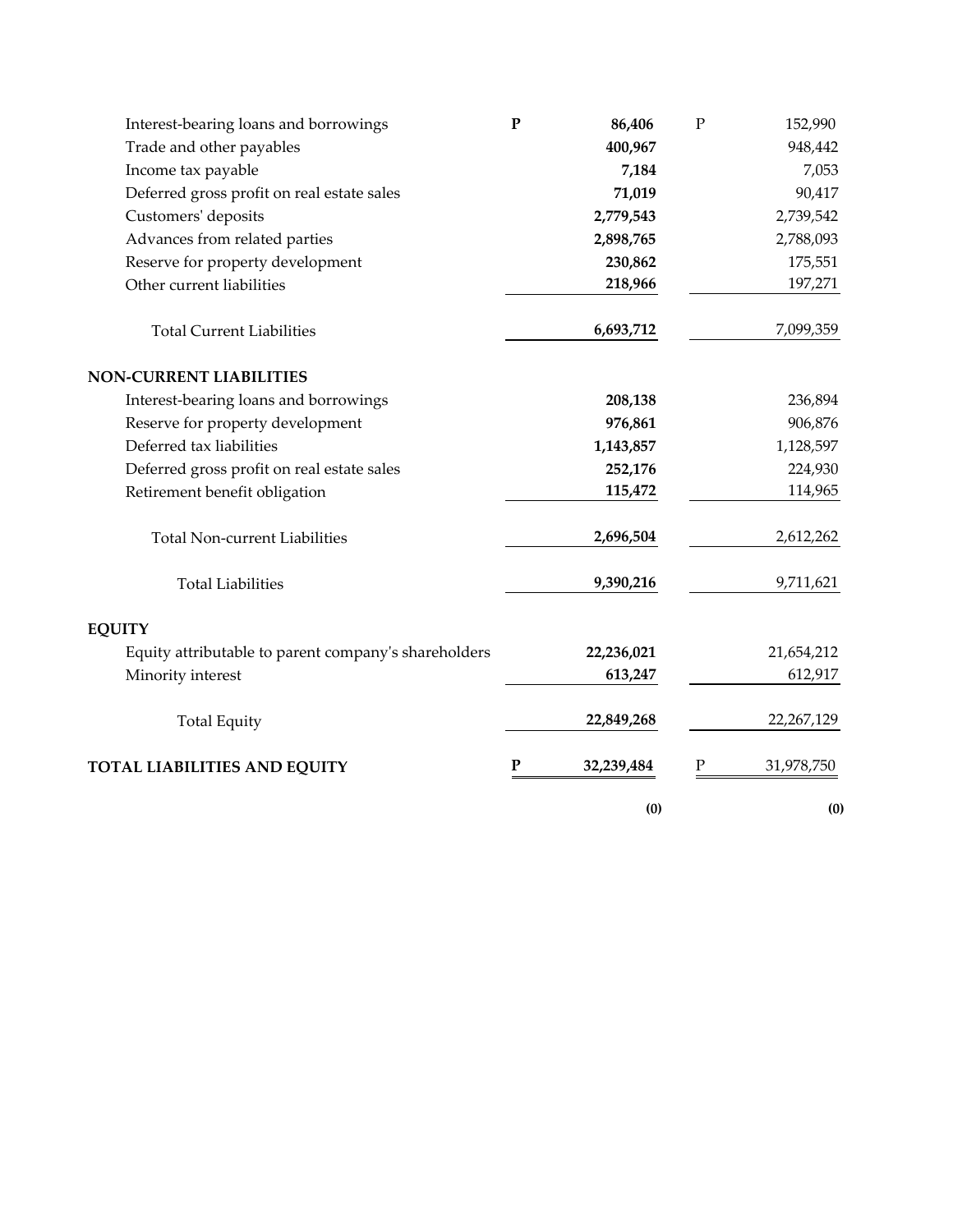| | | | | |
|---|---|---|---|---|
| Interest-bearing loans and borrowings | **P** | **86,406** | P | 152,990 |
| Trade and other payables | | **400,967** | | 948,442 |
| Income tax payable | | **7,184** | | 7,053 |
| Deferred gross profit on real estate sales | | **71,019** | | 90,417 |
| Customers' deposits | | **2,779,543** | | 2,739,542 |
| Advances from related parties | | **2,898,765** | | 2,788,093 |
| Reserve for property development | | **230,862** | | 175,551 |
| Other current liabilities | | **218,966** | | 197,271 |
| Total Current Liabilities | | **6,693,712** | | 7,099,359 |
| **NON-CURRENT LIABILITIES** | | | | |
| Interest-bearing loans and borrowings | | **208,138** | | 236,894 |
| Reserve for property development | | **976,861** | | 906,876 |
| Deferred tax liabilities | | **1,143,857** | | 1,128,597 |
| Deferred gross profit on real estate sales | | **252,176** | | 224,930 |
| Retirement benefit obligation | | **115,472** | | 114,965 |
| Total Non-current Liabilities | | **2,696,504** | | 2,612,262 |
| Total Liabilities | | **9,390,216** | | 9,711,621 |
| **EQUITY** | | | | |
| Equity attributable to parent company's shareholders | | **22,236,021** | | 21,654,212 |
| Minority interest | | **613,247** | | 612,917 |
| Total Equity | | **22,849,268** | | 22,267,129 |
| **TOTAL LIABILITIES AND EQUITY** | **P** | **32,239,484** | P | 31,978,750 |
| | | **(0)** | | **(0)** |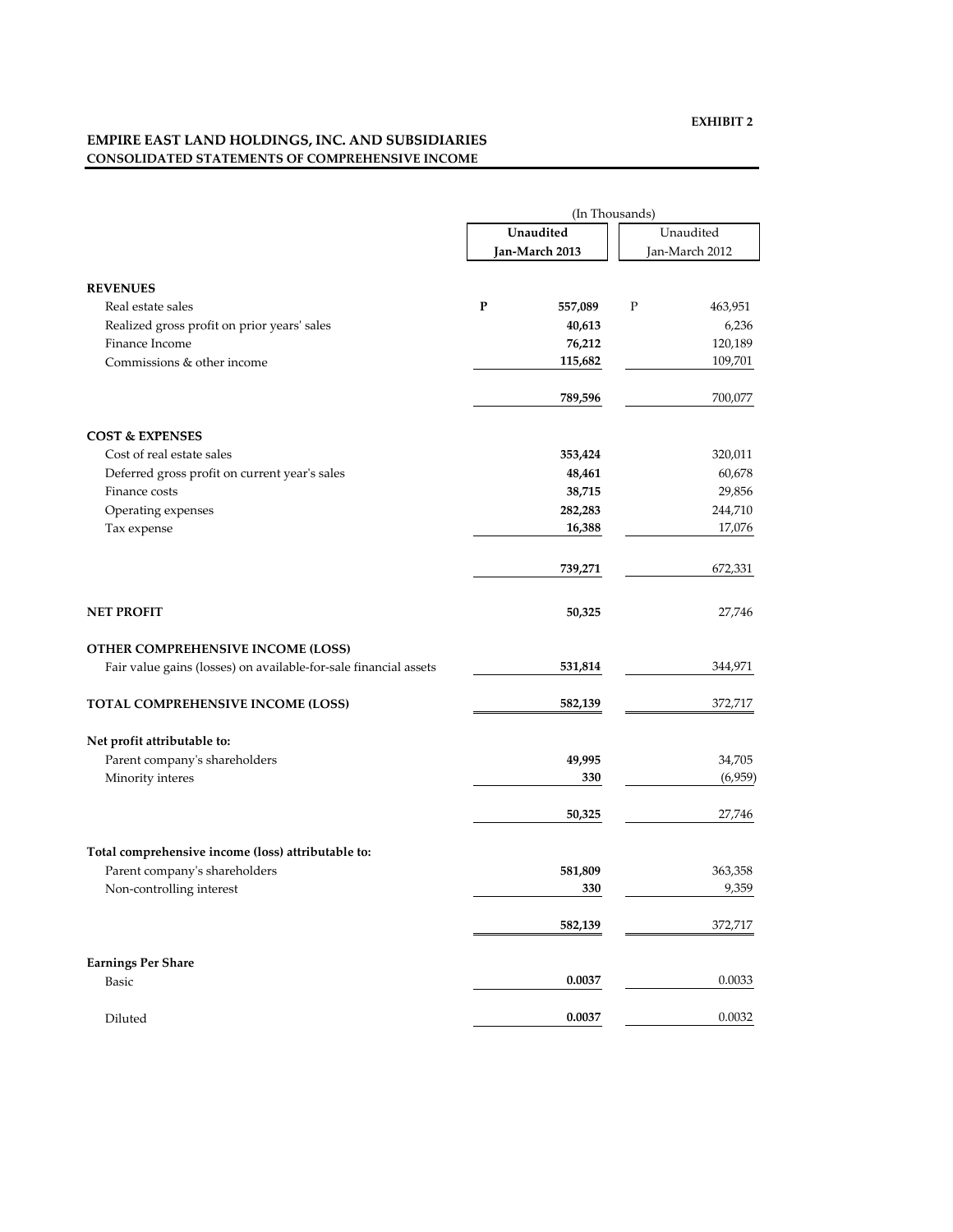**EXHIBIT 2**

**EMPIRE EAST LAND HOLDINGS, INC. AND SUBSIDIARIES**
**CONSOLIDATED STATEMENTS OF COMPREHENSIVE INCOME**

| | (In Thousands) | |
|---|---|---|
| | **Unaudited** | Unaudited |
| | **Jan-March 2013** | Jan-March 2012 |
| **REVENUES** | | |
| Real estate sales | **P 557,089** | P 463,951 |
| Realized gross profit on prior years' sales | **40,613** | 6,236 |
| Finance Income | **76,212** | 120,189 |
| Commissions & other income | **115,682** | 109,701 |
| | **789,596** | 700,077 |
| **COST & EXPENSES** | | |
| Cost of real estate sales | **353,424** | 320,011 |
| Deferred gross profit on current year's sales | **48,461** | 60,678 |
| Finance costs | **38,715** | 29,856 |
| Operating expenses | **282,283** | 244,710 |
| Tax expense | **16,388** | 17,076 |
| | **739,271** | 672,331 |
| **NET PROFIT** | **50,325** | 27,746 |
| **OTHER COMPREHENSIVE INCOME (LOSS)** | | |
| Fair value gains (losses) on available-for-sale financial assets | **531,814** | 344,971 |
| **TOTAL COMPREHENSIVE INCOME (LOSS)** | **582,139** | 372,717 |
| **Net profit attributable to:** | | |
| Parent company's shareholders | **49,995** | 34,705 |
| Minority interes | **330** | (6,959) |
| | **50,325** | 27,746 |
| **Total comprehensive income (loss) attributable to:** | | |
| Parent company's shareholders | **581,809** | 363,358 |
| Non-controlling interest | **330** | 9,359 |
| | **582,139** | 372,717 |
| **Earnings Per Share** | | |
| Basic | **0.0037** | 0.0033 |
| Diluted | **0.0037** | 0.0032 |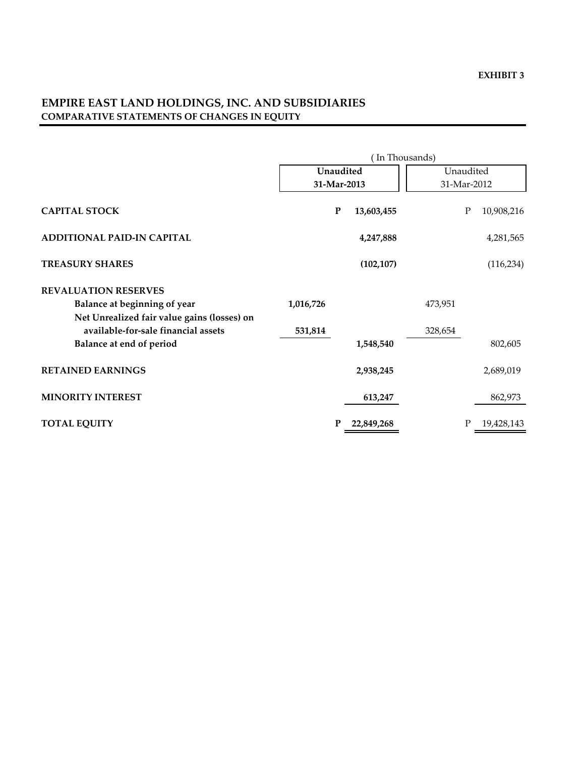**EXHIBIT 3**

# EMPIRE EAST LAND HOLDINGS, INC. AND SUBSIDIARIES

## COMPARATIVE STATEMENTS OF CHANGES IN EQUITY

( In Thousands)

| | Unaudited 31-Mar-2013 | | Unaudited 31-Mar-2012 | |
|---|---|---|---|---|
| **CAPITAL STOCK** | | **P 13,603,455** | | P 10,908,216 |
| **ADDITIONAL PAID-IN CAPITAL** | | **4,247,888** | | 4,281,565 |
| **TREASURY SHARES** | | **(102,107)** | | (116,234) |
| **REVALUATION RESERVES** | | | | |
| Balance at beginning of year | **1,016,726** | | 473,951 | |
| Net Unrealized fair value gains (losses) on available-for-sale financial assets | **531,814** | | 328,654 | |
| Balance at end of period | | **1,548,540** | | 802,605 |
| **RETAINED EARNINGS** | | **2,938,245** | | 2,689,019 |
| **MINORITY INTEREST** | | **613,247** | | 862,973 |
| **TOTAL EQUITY** | | **P 22,849,268** | | P 19,428,143 |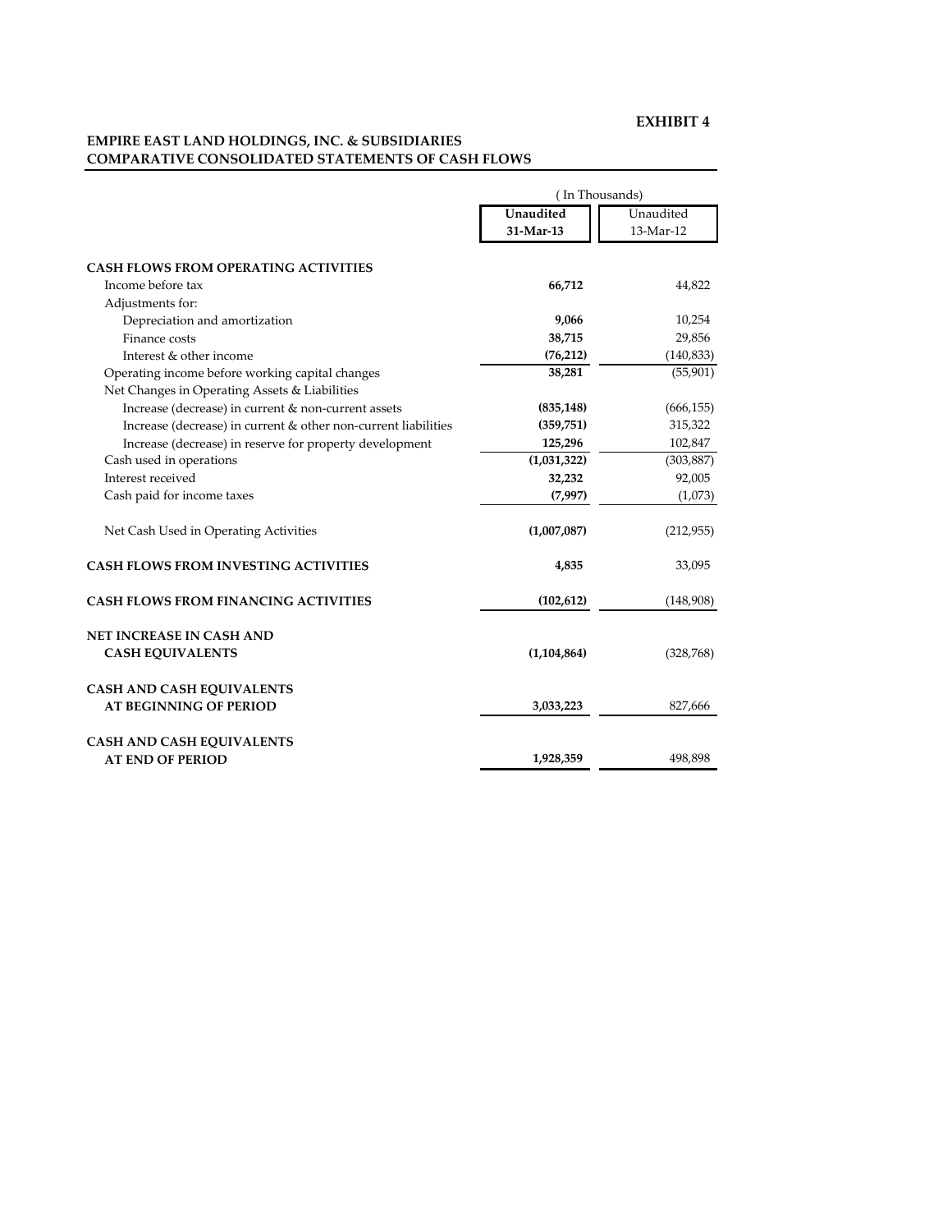**EXHIBIT 4**

**EMPIRE EAST LAND HOLDINGS, INC. & SUBSIDIARIES**
**COMPARATIVE CONSOLIDATED STATEMENTS OF CASH FLOWS**

| | ( In Thousands) | |
|---|---|---|
| | **Unaudited 31-Mar-13** | Unaudited 13-Mar-12 |
| **CASH FLOWS FROM OPERATING ACTIVITIES** | | |
| Income before tax | **66,712** | 44,822 |
| Adjustments for: | | |
| Depreciation and amortization | **9,066** | 10,254 |
| Finance costs | **38,715** | 29,856 |
| Interest & other income | **(76,212)** | (140,833) |
| Operating income before working capital changes | **38,281** | (55,901) |
| Net Changes in Operating Assets & Liabilities | | |
| Increase (decrease) in current & non-current assets | **(835,148)** | (666,155) |
| Increase (decrease) in current & other non-current liabilities | **(359,751)** | 315,322 |
| Increase (decrease) in reserve for property development | **125,296** | 102,847 |
| Cash used in operations | **(1,031,322)** | (303,887) |
| Interest received | **32,232** | 92,005 |
| Cash paid for income taxes | **(7,997)** | (1,073) |
| Net Cash Used in Operating Activities | **(1,007,087)** | (212,955) |
| **CASH FLOWS FROM INVESTING ACTIVITIES** | **4,835** | 33,095 |
| **CASH FLOWS FROM FINANCING ACTIVITIES** | **(102,612)** | (148,908) |
| **NET INCREASE IN CASH AND CASH EQUIVALENTS** | **(1,104,864)** | (328,768) |
| **CASH AND CASH EQUIVALENTS AT BEGINNING OF PERIOD** | **3,033,223** | 827,666 |
| **CASH AND CASH EQUIVALENTS AT END OF PERIOD** | **1,928,359** | 498,898 |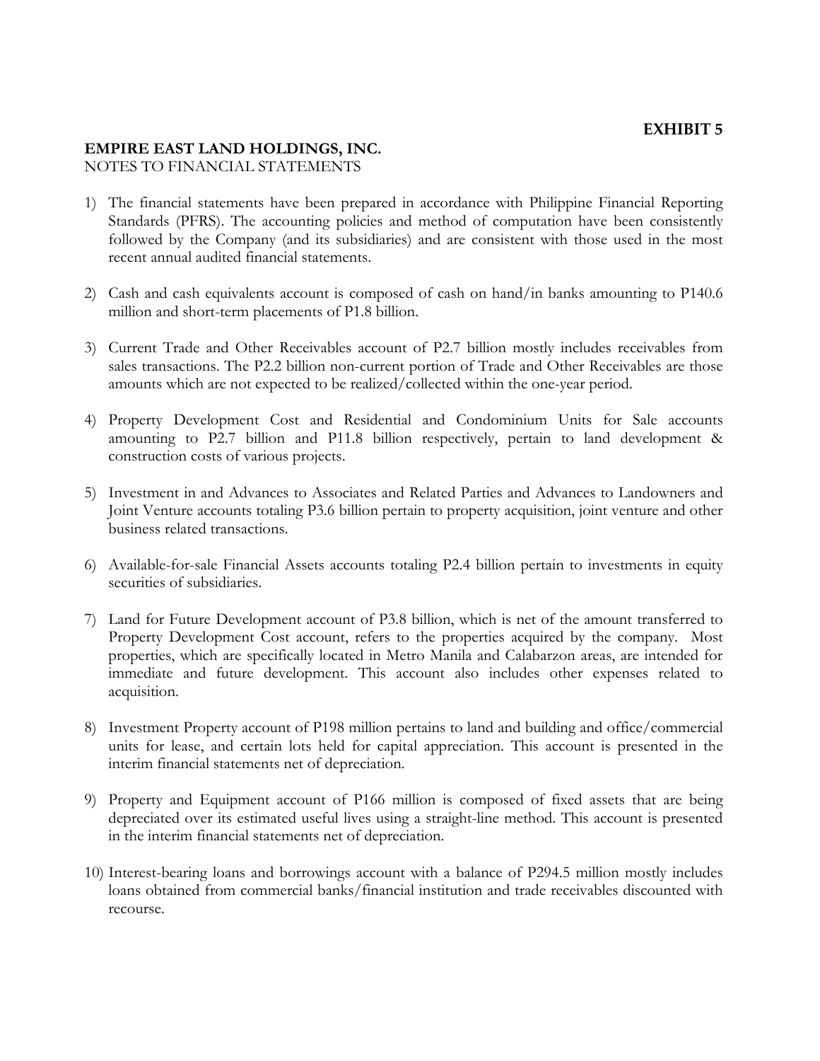**EXHIBIT 5**

**EMPIRE EAST LAND HOLDINGS, INC.**
NOTES TO FINANCIAL STATEMENTS

1) The financial statements have been prepared in accordance with Philippine Financial Reporting Standards (PFRS). The accounting policies and method of computation have been consistently followed by the Company (and its subsidiaries) and are consistent with those used in the most recent annual audited financial statements.

2) Cash and cash equivalents account is composed of cash on hand/in banks amounting to P140.6 million and short-term placements of P1.8 billion.

3) Current Trade and Other Receivables account of P2.7 billion mostly includes receivables from sales transactions. The P2.2 billion non-current portion of Trade and Other Receivables are those amounts which are not expected to be realized/collected within the one-year period.

4) Property Development Cost and Residential and Condominium Units for Sale accounts amounting to P2.7 billion and P11.8 billion respectively, pertain to land development & construction costs of various projects.

5) Investment in and Advances to Associates and Related Parties and Advances to Landowners and Joint Venture accounts totaling P3.6 billion pertain to property acquisition, joint venture and other business related transactions.

6) Available-for-sale Financial Assets accounts totaling P2.4 billion pertain to investments in equity securities of subsidiaries.

7) Land for Future Development account of P3.8 billion, which is net of the amount transferred to Property Development Cost account, refers to the properties acquired by the company. Most properties, which are specifically located in Metro Manila and Calabarzon areas, are intended for immediate and future development. This account also includes other expenses related to acquisition.

8) Investment Property account of P198 million pertains to land and building and office/commercial units for lease, and certain lots held for capital appreciation. This account is presented in the interim financial statements net of depreciation.

9) Property and Equipment account of P166 million is composed of fixed assets that are being depreciated over its estimated useful lives using a straight-line method. This account is presented in the interim financial statements net of depreciation.

10) Interest-bearing loans and borrowings account with a balance of P294.5 million mostly includes loans obtained from commercial banks/financial institution and trade receivables discounted with recourse.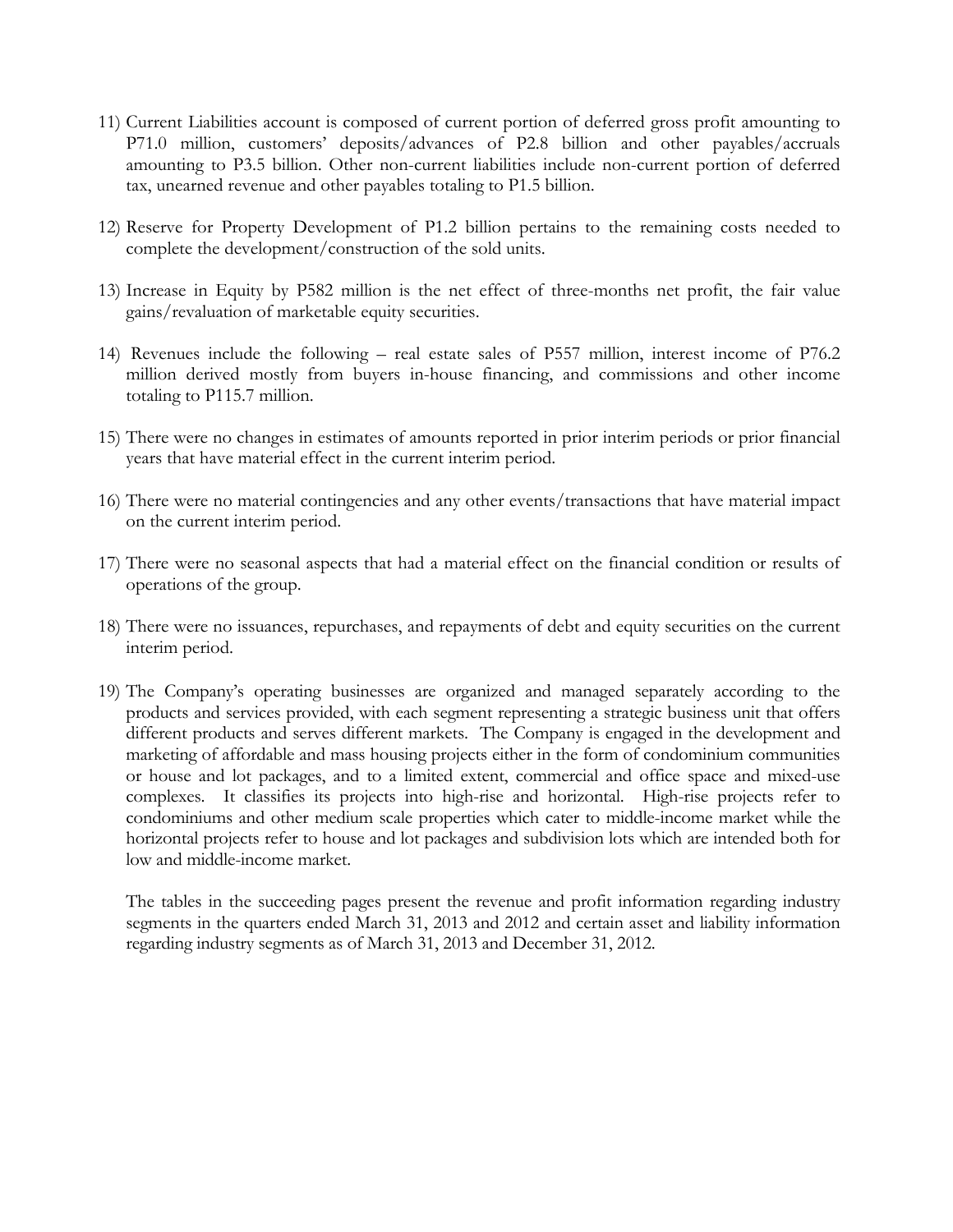11) Current Liabilities account is composed of current portion of deferred gross profit amounting to P71.0 million, customers' deposits/advances of P2.8 billion and other payables/accruals amounting to P3.5 billion. Other non-current liabilities include non-current portion of deferred tax, unearned revenue and other payables totaling to P1.5 billion.

12) Reserve for Property Development of P1.2 billion pertains to the remaining costs needed to complete the development/construction of the sold units.

13) Increase in Equity by P582 million is the net effect of three-months net profit, the fair value gains/revaluation of marketable equity securities.

14) Revenues include the following – real estate sales of P557 million, interest income of P76.2 million derived mostly from buyers in-house financing, and commissions and other income totaling to P115.7 million.

15) There were no changes in estimates of amounts reported in prior interim periods or prior financial years that have material effect in the current interim period.

16) There were no material contingencies and any other events/transactions that have material impact on the current interim period.

17) There were no seasonal aspects that had a material effect on the financial condition or results of operations of the group.

18) There were no issuances, repurchases, and repayments of debt and equity securities on the current interim period.

19) The Company's operating businesses are organized and managed separately according to the products and services provided, with each segment representing a strategic business unit that offers different products and serves different markets. The Company is engaged in the development and marketing of affordable and mass housing projects either in the form of condominium communities or house and lot packages, and to a limited extent, commercial and office space and mixed-use complexes. It classifies its projects into high-rise and horizontal. High-rise projects refer to condominiums and other medium scale properties which cater to middle-income market while the horizontal projects refer to house and lot packages and subdivision lots which are intended both for low and middle-income market.

    The tables in the succeeding pages present the revenue and profit information regarding industry segments in the quarters ended March 31, 2013 and 2012 and certain asset and liability information regarding industry segments as of March 31, 2013 and December 31, 2012.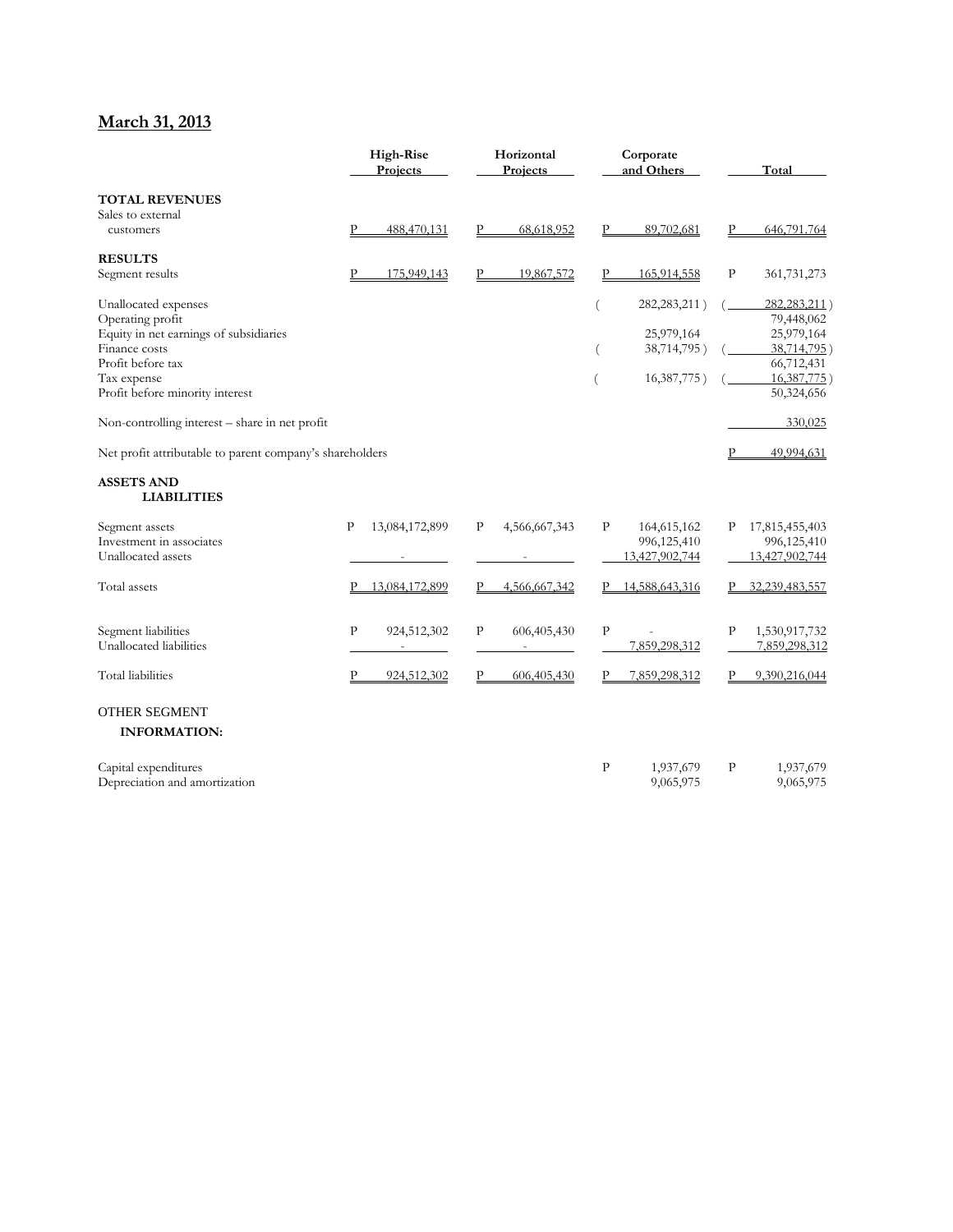## March 31, 2013

| | High-Rise Projects | Horizontal Projects | Corporate and Others | Total |
|---|---|---|---|---|
| **TOTAL REVENUES** | | | | |
| Sales to external customers | P 488,470,131 | P 68,618,952 | P 89,702,681 | P 646,791,764 |
| **RESULTS** | | | | |
| Segment results | P 175,949,143 | P 19,867,572 | P 165,914,558 | P 361,731,273 |
| Unallocated expenses | | | ( 282,283,211 ) | ( 282,283,211 ) |
| Operating profit | | | | 79,448,062 |
| Equity in net earnings of subsidiaries | | | 25,979,164 | 25,979,164 |
| Finance costs | | | ( 38,714,795 ) | ( 38,714,795 ) |
| Profit before tax | | | | 66,712,431 |
| Tax expense | | | ( 16,387,775 ) | ( 16,387,775 ) |
| Profit before minority interest | | | | 50,324,656 |
| Non-controlling interest – share in net profit | | | | 330,025 |
| Net profit attributable to parent company's shareholders | | | | P 49,994,631 |
| **ASSETS AND LIABILITIES** | | | | |
| Segment assets | P 13,084,172,899 | P 4,566,667,343 | P 164,615,162 | P 17,815,455,403 |
| Investment in associates | | | 996,125,410 | 996,125,410 |
| Unallocated assets | - | - | 13,427,902,744 | 13,427,902,744 |
| Total assets | P 13,084,172,899 | P 4,566,667,342 | P 14,588,643,316 | P 32,239,483,557 |
| Segment liabilities | P 924,512,302 | P 606,405,430 | P - | P 1,530,917,732 |
| Unallocated liabilities | - | - | 7,859,298,312 | 7,859,298,312 |
| Total liabilities | P 924,512,302 | P 606,405,430 | P 7,859,298,312 | P 9,390,216,044 |
| OTHER SEGMENT **INFORMATION:** | | | | |
| Capital expenditures | | | P 1,937,679 | P 1,937,679 |
| Depreciation and amortization | | | 9,065,975 | 9,065,975 |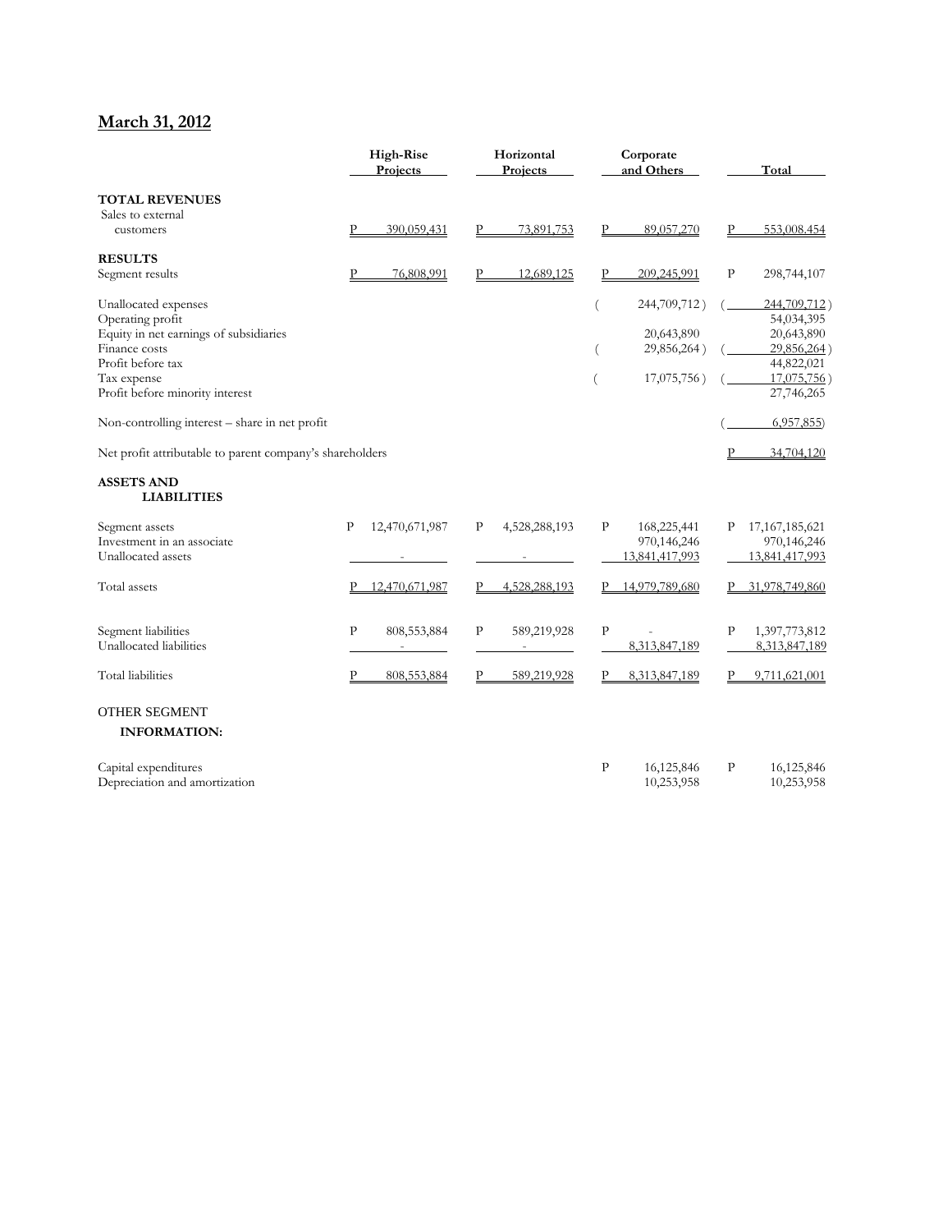## March 31, 2012

| | High-Rise Projects | Horizontal Projects | Corporate and Others | Total |
|---|---|---|---|---|
| **TOTAL REVENUES** | | | | |
| Sales to external customers | P 390,059,431 | P 73,891,753 | P 89,057,270 | P 553,008,454 |
| **RESULTS** | | | | |
| Segment results | P 76,808,991 | P 12,689,125 | P 209,245,991 | P 298,744,107 |
| Unallocated expenses | | | ( 244,709,712 ) | ( 244,709,712 ) |
| Operating profit | | | | 54,034,395 |
| Equity in net earnings of subsidiaries | | | 20,643,890 | 20,643,890 |
| Finance costs | | | ( 29,856,264 ) | ( 29,856,264 ) |
| Profit before tax | | | | 44,822,021 |
| Tax expense | | | ( 17,075,756 ) | ( 17,075,756 ) |
| Profit before minority interest | | | | 27,746,265 |
| Non-controlling interest – share in net profit | | | | ( 6,957,855) |
| Net profit attributable to parent company's shareholders | | | | P 34,704,120 |
| **ASSETS AND LIABILITIES** | | | | |
| Segment assets | P 12,470,671,987 | P 4,528,288,193 | P 168,225,441 | P 17,167,185,621 |
| Investment in an associate | | | 970,146,246 | 970,146,246 |
| Unallocated assets | - | - | 13,841,417,993 | 13,841,417,993 |
| Total assets | P 12,470,671,987 | P 4,528,288,193 | P 14,979,789,680 | P 31,978,749,860 |
| Segment liabilities | P 808,553,884 | P 589,219,928 | P - | P 1,397,773,812 |
| Unallocated liabilities | - | - | 8,313,847,189 | 8,313,847,189 |
| Total liabilities | P 808,553,884 | P 589,219,928 | P 8,313,847,189 | P 9,711,621,001 |
| OTHER SEGMENT **INFORMATION:** | | | | |
| Capital expenditures | | | P 16,125,846 | P 16,125,846 |
| Depreciation and amortization | | | 10,253,958 | 10,253,958 |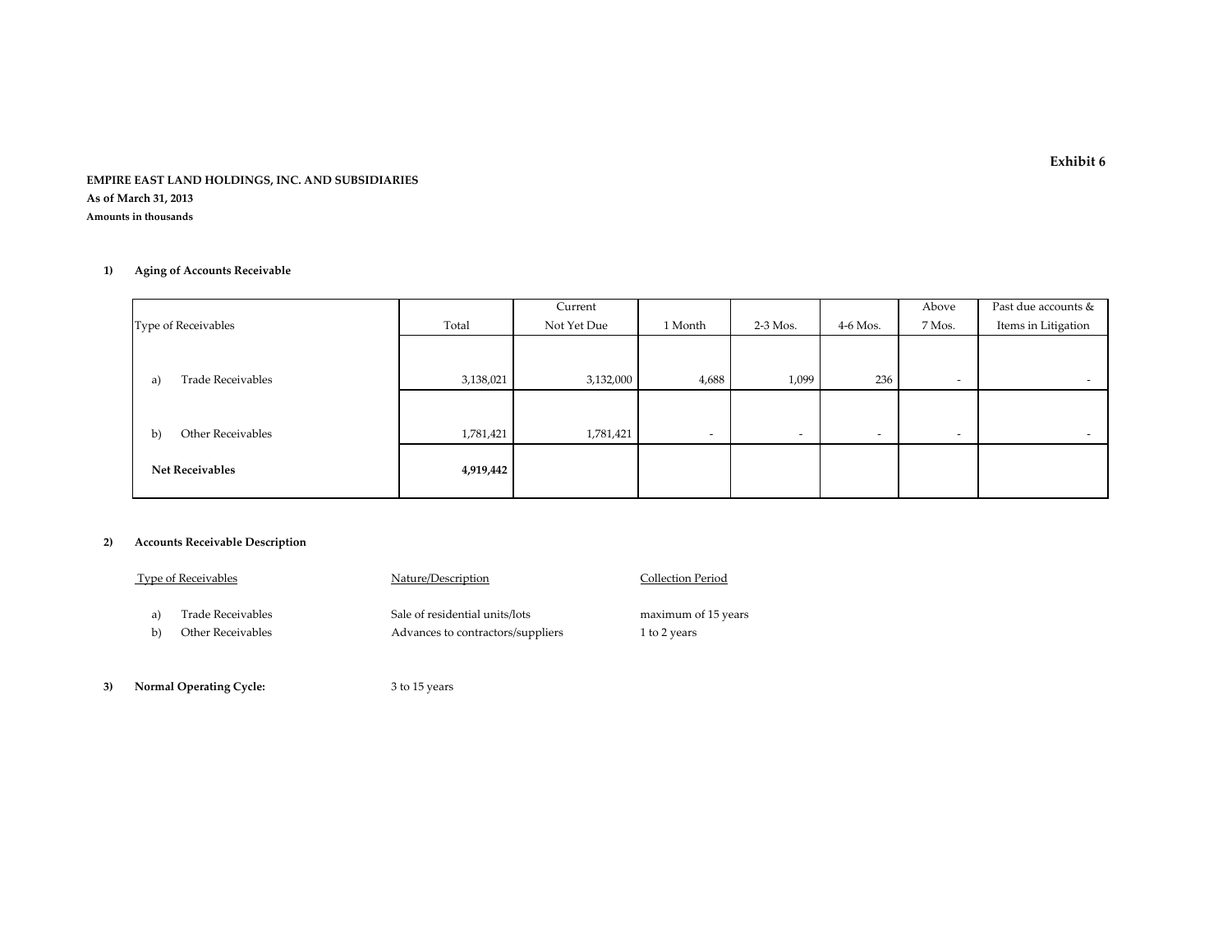**Exhibit 6**

**EMPIRE EAST LAND HOLDINGS, INC. AND SUBSIDIARIES**
**As of March 31, 2013**
**Amounts in thousands**

**1) Aging of Accounts Receivable**

| Type of Receivables | Total | Current Not Yet Due | 1 Month | 2-3 Mos. | 4-6 Mos. | Above 7 Mos. | Past due accounts & Items in Litigation |
|---|---|---|---|---|---|---|---|
| a) Trade Receivables | 3,138,021 | 3,132,000 | 4,688 | 1,099 | 236 | - | - |
| b) Other Receivables | 1,781,421 | 1,781,421 | - | - | - | - | - |
| **Net Receivables** | **4,919,442** | | | | | | |

**2) Accounts Receivable Description**

| Type of Receivables | Nature/Description | Collection Period |
|---|---|---|
| a) Trade Receivables | Sale of residential units/lots | maximum of 15 years |
| b) Other Receivables | Advances to contractors/suppliers | 1 to 2 years |

**3) Normal Operating Cycle:** 3 to 15 years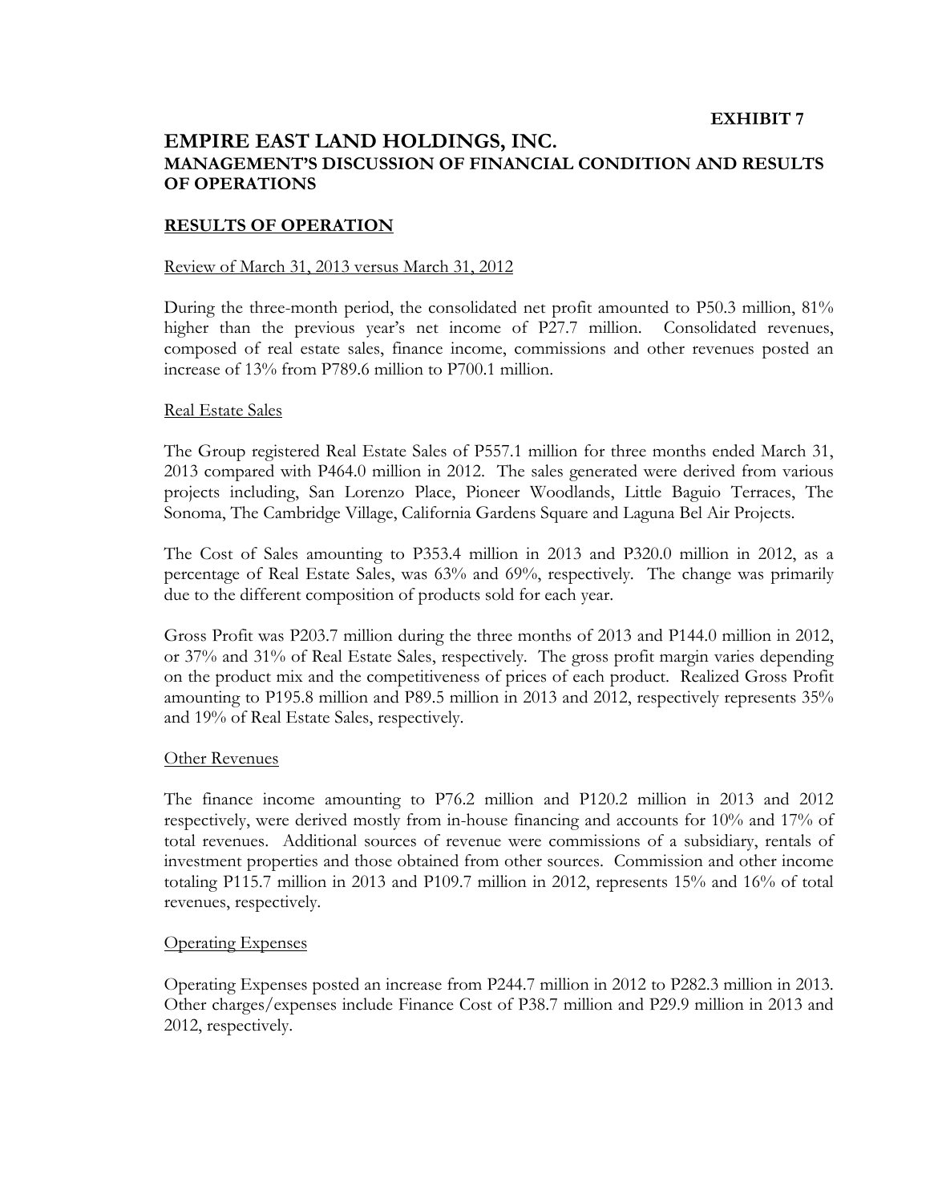**EXHIBIT 7**

# EMPIRE EAST LAND HOLDINGS, INC.

## MANAGEMENT'S DISCUSSION OF FINANCIAL CONDITION AND RESULTS OF OPERATIONS

### RESULTS OF OPERATION

Review of March 31, 2013 versus March 31, 2012

During the three-month period, the consolidated net profit amounted to P50.3 million, 81% higher than the previous year's net income of P27.7 million. Consolidated revenues, composed of real estate sales, finance income, commissions and other revenues posted an increase of 13% from P789.6 million to P700.1 million.

Real Estate Sales

The Group registered Real Estate Sales of P557.1 million for three months ended March 31, 2013 compared with P464.0 million in 2012. The sales generated were derived from various projects including, San Lorenzo Place, Pioneer Woodlands, Little Baguio Terraces, The Sonoma, The Cambridge Village, California Gardens Square and Laguna Bel Air Projects.

The Cost of Sales amounting to P353.4 million in 2013 and P320.0 million in 2012, as a percentage of Real Estate Sales, was 63% and 69%, respectively. The change was primarily due to the different composition of products sold for each year.

Gross Profit was P203.7 million during the three months of 2013 and P144.0 million in 2012, or 37% and 31% of Real Estate Sales, respectively. The gross profit margin varies depending on the product mix and the competitiveness of prices of each product. Realized Gross Profit amounting to P195.8 million and P89.5 million in 2013 and 2012, respectively represents 35% and 19% of Real Estate Sales, respectively.

Other Revenues

The finance income amounting to P76.2 million and P120.2 million in 2013 and 2012 respectively, were derived mostly from in-house financing and accounts for 10% and 17% of total revenues. Additional sources of revenue were commissions of a subsidiary, rentals of investment properties and those obtained from other sources. Commission and other income totaling P115.7 million in 2013 and P109.7 million in 2012, represents 15% and 16% of total revenues, respectively.

Operating Expenses

Operating Expenses posted an increase from P244.7 million in 2012 to P282.3 million in 2013. Other charges/expenses include Finance Cost of P38.7 million and P29.9 million in 2013 and 2012, respectively.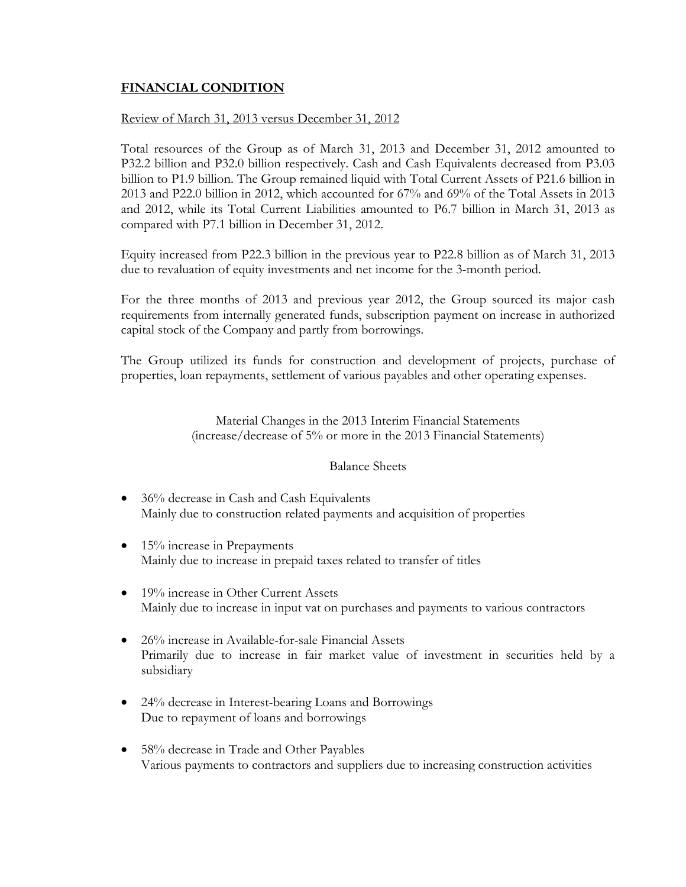## FINANCIAL CONDITION

Review of March 31, 2013 versus December 31, 2012

Total resources of the Group as of March 31, 2013 and December 31, 2012 amounted to P32.2 billion and P32.0 billion respectively. Cash and Cash Equivalents decreased from P3.03 billion to P1.9 billion. The Group remained liquid with Total Current Assets of P21.6 billion in 2013 and P22.0 billion in 2012, which accounted for 67% and 69% of the Total Assets in 2013 and 2012, while its Total Current Liabilities amounted to P6.7 billion in March 31, 2013 as compared with P7.1 billion in December 31, 2012.

Equity increased from P22.3 billion in the previous year to P22.8 billion as of March 31, 2013 due to revaluation of equity investments and net income for the 3-month period.

For the three months of 2013 and previous year 2012, the Group sourced its major cash requirements from internally generated funds, subscription payment on increase in authorized capital stock of the Company and partly from borrowings.

The Group utilized its funds for construction and development of projects, purchase of properties, loan repayments, settlement of various payables and other operating expenses.

Material Changes in the 2013 Interim Financial Statements
(increase/decrease of 5% or more in the 2013 Financial Statements)

Balance Sheets

- 36% decrease in Cash and Cash Equivalents
  Mainly due to construction related payments and acquisition of properties

- 15% increase in Prepayments
  Mainly due to increase in prepaid taxes related to transfer of titles

- 19% increase in Other Current Assets
  Mainly due to increase in input vat on purchases and payments to various contractors

- 26% increase in Available-for-sale Financial Assets
  Primarily due to increase in fair market value of investment in securities held by a subsidiary

- 24% decrease in Interest-bearing Loans and Borrowings
  Due to repayment of loans and borrowings

- 58% decrease in Trade and Other Payables
  Various payments to contractors and suppliers due to increasing construction activities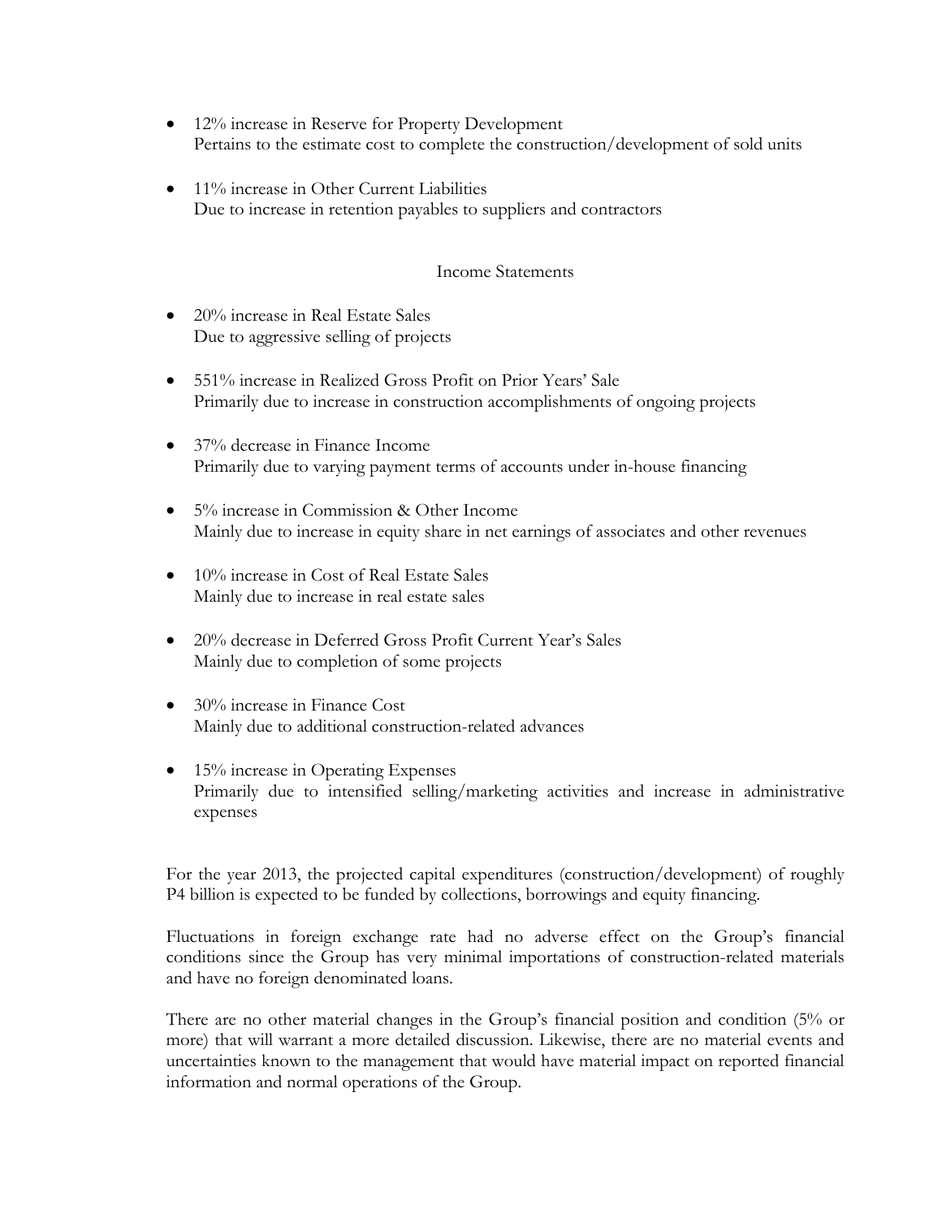- 12% increase in Reserve for Property Development
  Pertains to the estimate cost to complete the construction/development of sold units

- 11% increase in Other Current Liabilities
  Due to increase in retention payables to suppliers and contractors

## Income Statements

- 20% increase in Real Estate Sales
  Due to aggressive selling of projects

- 551% increase in Realized Gross Profit on Prior Years' Sale
  Primarily due to increase in construction accomplishments of ongoing projects

- 37% decrease in Finance Income
  Primarily due to varying payment terms of accounts under in-house financing

- 5% increase in Commission & Other Income
  Mainly due to increase in equity share in net earnings of associates and other revenues

- 10% increase in Cost of Real Estate Sales
  Mainly due to increase in real estate sales

- 20% decrease in Deferred Gross Profit Current Year's Sales
  Mainly due to completion of some projects

- 30% increase in Finance Cost
  Mainly due to additional construction-related advances

- 15% increase in Operating Expenses
  Primarily due to intensified selling/marketing activities and increase in administrative expenses

For the year 2013, the projected capital expenditures (construction/development) of roughly P4 billion is expected to be funded by collections, borrowings and equity financing.

Fluctuations in foreign exchange rate had no adverse effect on the Group's financial conditions since the Group has very minimal importations of construction-related materials and have no foreign denominated loans.

There are no other material changes in the Group's financial position and condition (5% or more) that will warrant a more detailed discussion. Likewise, there are no material events and uncertainties known to the management that would have material impact on reported financial information and normal operations of the Group.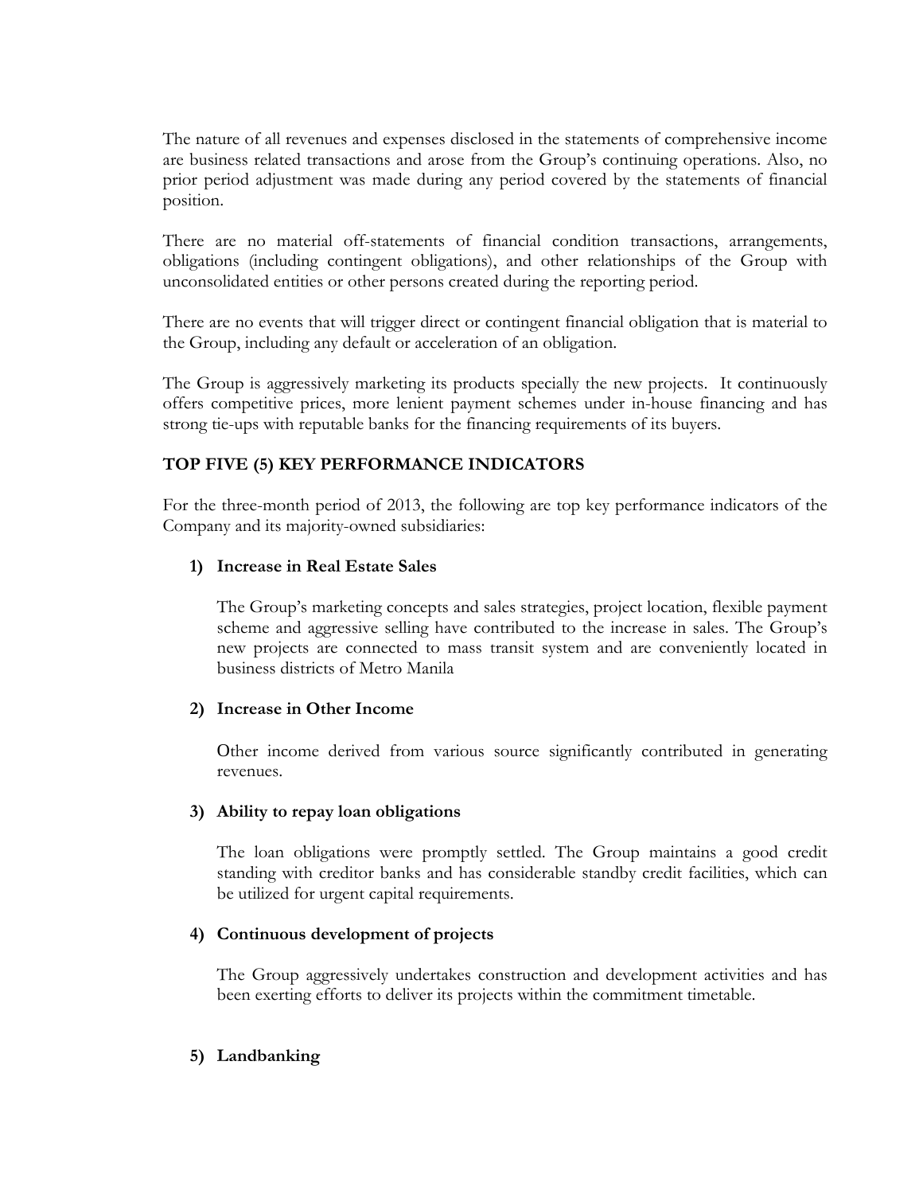The nature of all revenues and expenses disclosed in the statements of comprehensive income are business related transactions and arose from the Group's continuing operations. Also, no prior period adjustment was made during any period covered by the statements of financial position.

There are no material off-statements of financial condition transactions, arrangements, obligations (including contingent obligations), and other relationships of the Group with unconsolidated entities or other persons created during the reporting period.

There are no events that will trigger direct or contingent financial obligation that is material to the Group, including any default or acceleration of an obligation.

The Group is aggressively marketing its products specially the new projects. It continuously offers competitive prices, more lenient payment schemes under in-house financing and has strong tie-ups with reputable banks for the financing requirements of its buyers.

## TOP FIVE (5) KEY PERFORMANCE INDICATORS

For the three-month period of 2013, the following are top key performance indicators of the Company and its majority-owned subsidiaries:

1) **Increase in Real Estate Sales**

   The Group's marketing concepts and sales strategies, project location, flexible payment scheme and aggressive selling have contributed to the increase in sales. The Group's new projects are connected to mass transit system and are conveniently located in business districts of Metro Manila

2) **Increase in Other Income**

   Other income derived from various source significantly contributed in generating revenues.

3) **Ability to repay loan obligations**

   The loan obligations were promptly settled. The Group maintains a good credit standing with creditor banks and has considerable standby credit facilities, which can be utilized for urgent capital requirements.

4) **Continuous development of projects**

   The Group aggressively undertakes construction and development activities and has been exerting efforts to deliver its projects within the commitment timetable.

5) **Landbanking**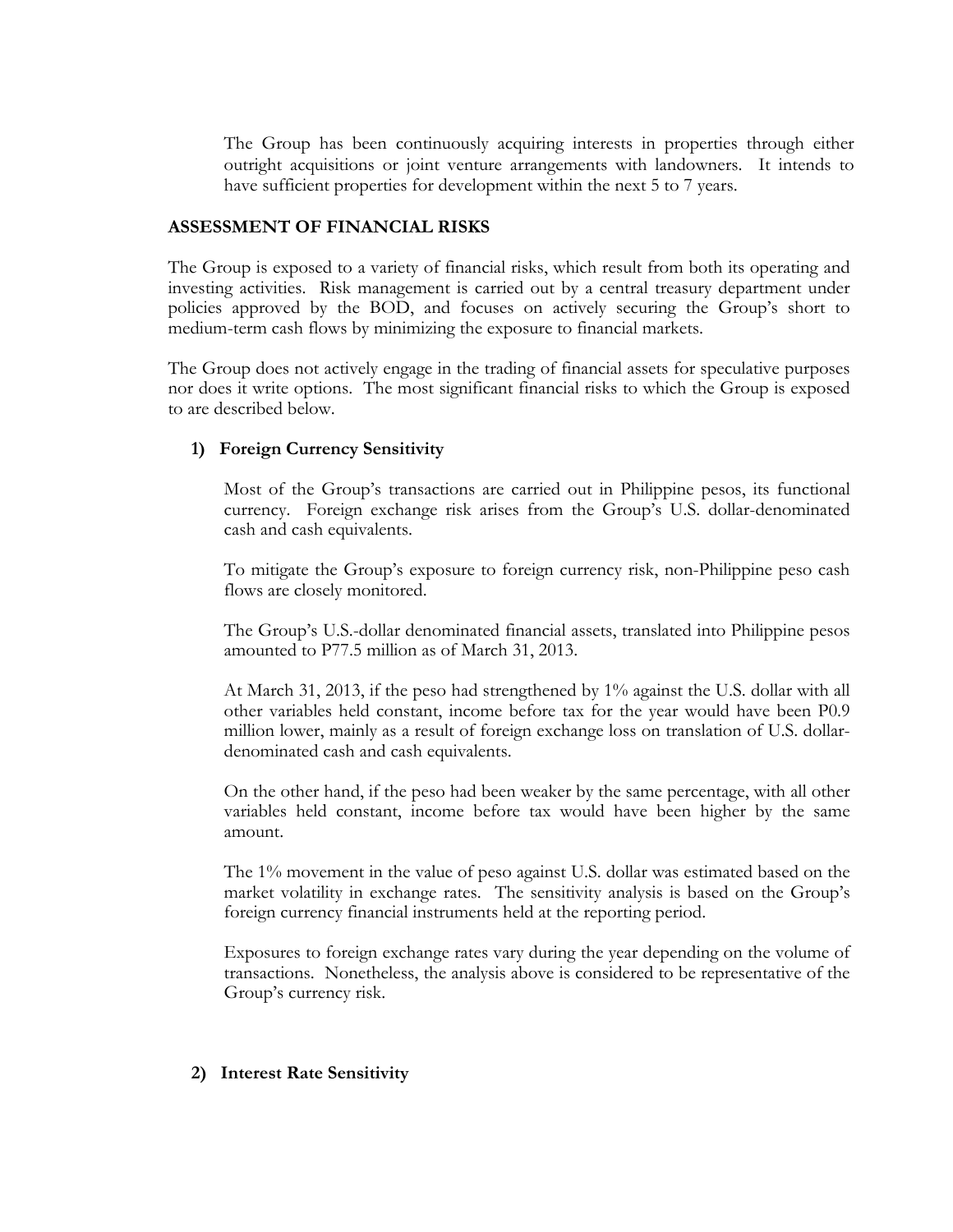The Group has been continuously acquiring interests in properties through either outright acquisitions or joint venture arrangements with landowners. It intends to have sufficient properties for development within the next 5 to 7 years.

## ASSESSMENT OF FINANCIAL RISKS

The Group is exposed to a variety of financial risks, which result from both its operating and investing activities. Risk management is carried out by a central treasury department under policies approved by the BOD, and focuses on actively securing the Group's short to medium-term cash flows by minimizing the exposure to financial markets.

The Group does not actively engage in the trading of financial assets for speculative purposes nor does it write options. The most significant financial risks to which the Group is exposed to are described below.

### 1) Foreign Currency Sensitivity

Most of the Group's transactions are carried out in Philippine pesos, its functional currency. Foreign exchange risk arises from the Group's U.S. dollar-denominated cash and cash equivalents.

To mitigate the Group's exposure to foreign currency risk, non-Philippine peso cash flows are closely monitored.

The Group's U.S.-dollar denominated financial assets, translated into Philippine pesos amounted to P77.5 million as of March 31, 2013.

At March 31, 2013, if the peso had strengthened by 1% against the U.S. dollar with all other variables held constant, income before tax for the year would have been P0.9 million lower, mainly as a result of foreign exchange loss on translation of U.S. dollar-denominated cash and cash equivalents.

On the other hand, if the peso had been weaker by the same percentage, with all other variables held constant, income before tax would have been higher by the same amount.

The 1% movement in the value of peso against U.S. dollar was estimated based on the market volatility in exchange rates. The sensitivity analysis is based on the Group's foreign currency financial instruments held at the reporting period.

Exposures to foreign exchange rates vary during the year depending on the volume of transactions. Nonetheless, the analysis above is considered to be representative of the Group's currency risk.

### 2) Interest Rate Sensitivity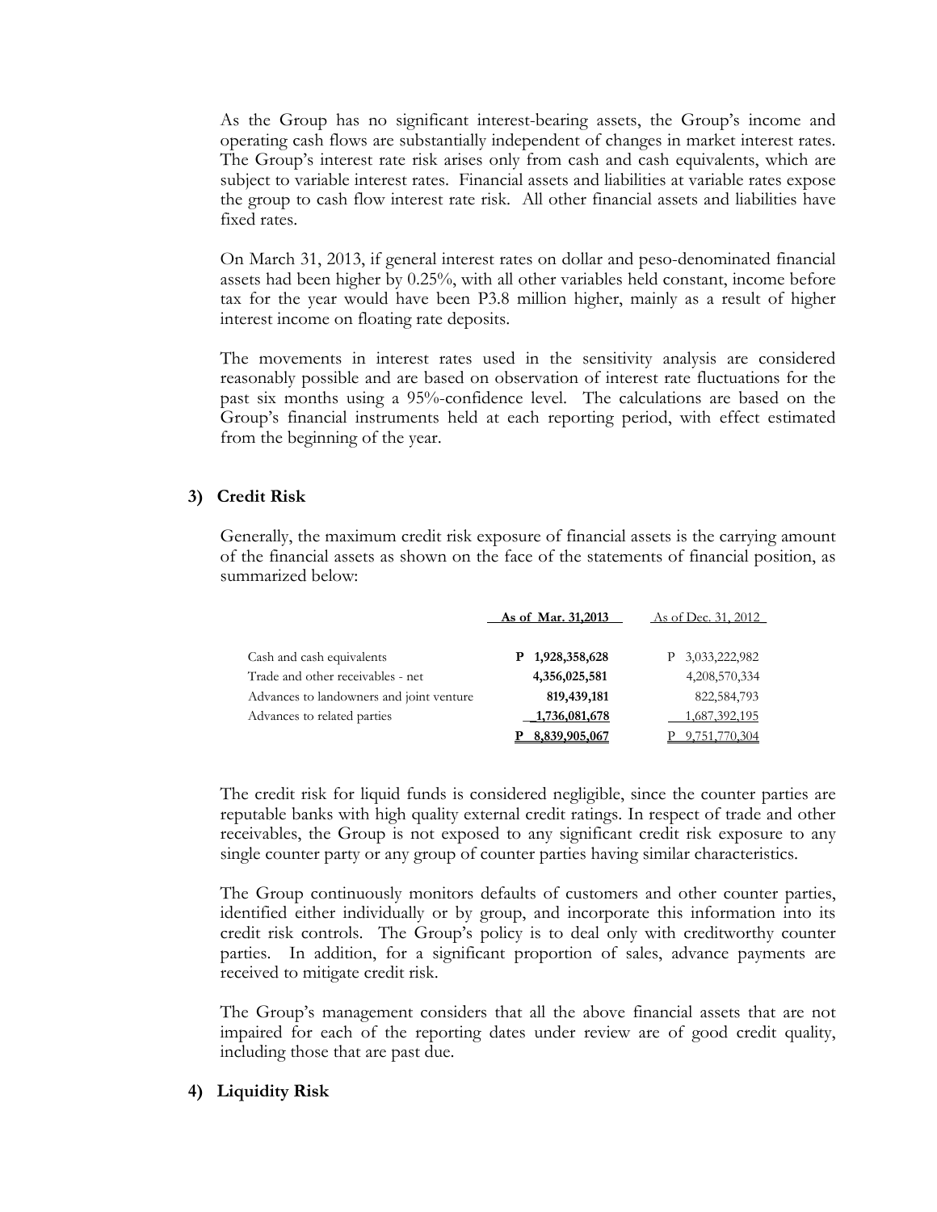As the Group has no significant interest-bearing assets, the Group's income and operating cash flows are substantially independent of changes in market interest rates. The Group's interest rate risk arises only from cash and cash equivalents, which are subject to variable interest rates. Financial assets and liabilities at variable rates expose the group to cash flow interest rate risk. All other financial assets and liabilities have fixed rates.

On March 31, 2013, if general interest rates on dollar and peso-denominated financial assets had been higher by 0.25%, with all other variables held constant, income before tax for the year would have been P3.8 million higher, mainly as a result of higher interest income on floating rate deposits.

The movements in interest rates used in the sensitivity analysis are considered reasonably possible and are based on observation of interest rate fluctuations for the past six months using a 95%-confidence level. The calculations are based on the Group's financial instruments held at each reporting period, with effect estimated from the beginning of the year.

### 3) Credit Risk

Generally, the maximum credit risk exposure of financial assets is the carrying amount of the financial assets as shown on the face of the statements of financial position, as summarized below:

| | **As of Mar. 31,2013** | As of Dec. 31, 2012 |
|---|---|---|
| Cash and cash equivalents | **P 1,928,358,628** | P 3,033,222,982 |
| Trade and other receivables - net | **4,356,025,581** | 4,208,570,334 |
| Advances to landowners and joint venture | **819,439,181** | 822,584,793 |
| Advances to related parties | **1,736,081,678** | 1,687,392,195 |
| | **P 8,839,905,067** | P 9,751,770,304 |

The credit risk for liquid funds is considered negligible, since the counter parties are reputable banks with high quality external credit ratings. In respect of trade and other receivables, the Group is not exposed to any significant credit risk exposure to any single counter party or any group of counter parties having similar characteristics.

The Group continuously monitors defaults of customers and other counter parties, identified either individually or by group, and incorporate this information into its credit risk controls. The Group's policy is to deal only with creditworthy counter parties. In addition, for a significant proportion of sales, advance payments are received to mitigate credit risk.

The Group's management considers that all the above financial assets that are not impaired for each of the reporting dates under review are of good credit quality, including those that are past due.

### 4) Liquidity Risk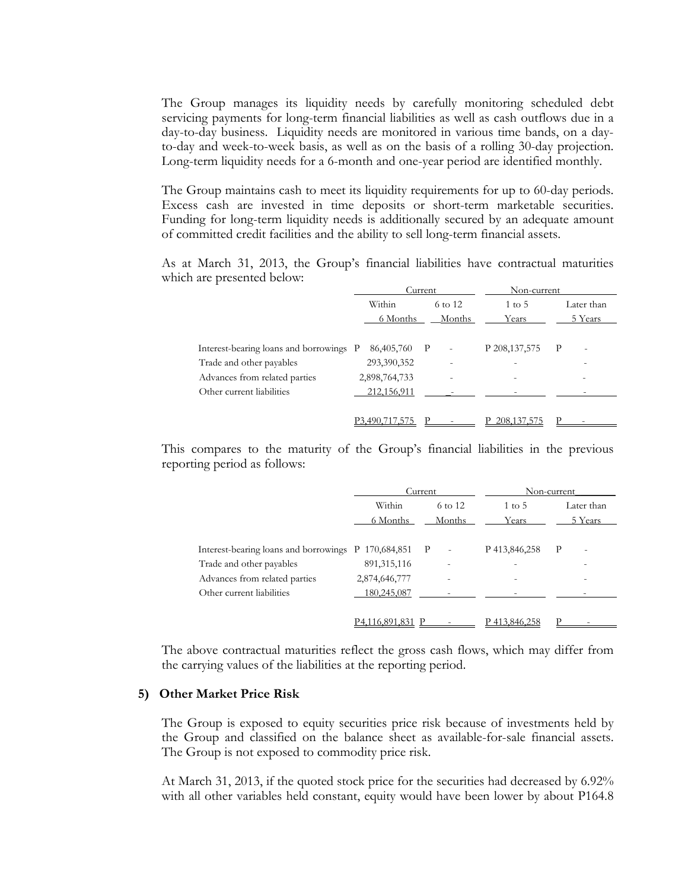The Group manages its liquidity needs by carefully monitoring scheduled debt servicing payments for long-term financial liabilities as well as cash outflows due in a day-to-day business. Liquidity needs are monitored in various time bands, on a day-to-day and week-to-week basis, as well as on the basis of a rolling 30-day projection. Long-term liquidity needs for a 6-month and one-year period are identified monthly.

The Group maintains cash to meet its liquidity requirements for up to 60-day periods. Excess cash are invested in time deposits or short-term marketable securities. Funding for long-term liquidity needs is additionally secured by an adequate amount of committed credit facilities and the ability to sell long-term financial assets.

As at March 31, 2013, the Group's financial liabilities have contractual maturities which are presented below:

| | Current | | Non-current | |
|---|---|---|---|---|
| | Within 6 Months | 6 to 12 Months | 1 to 5 Years | Later than 5 Years |
| Interest-bearing loans and borrowings | P 86,405,760 | P - | P 208,137,575 | P - |
| Trade and other payables | 293,390,352 | - | - | - |
| Advances from related parties | 2,898,764,733 | - | - | - |
| Other current liabilities | 212,156,911 | - | - | - |
| | P3,490,717,575 | P - | P 208,137,575 | P - |

This compares to the maturity of the Group's financial liabilities in the previous reporting period as follows:

| | Current | | Non-current | |
|---|---|---|---|---|
| | Within 6 Months | 6 to 12 Months | 1 to 5 Years | Later than 5 Years |
| Interest-bearing loans and borrowings | P 170,684,851 | P - | P 413,846,258 | P - |
| Trade and other payables | 891,315,116 | - | - | - |
| Advances from related parties | 2,874,646,777 | - | - | - |
| Other current liabilities | 180,245,087 | - | - | - |
| | P4,116,891,831 | P - | P 413,846,258 | P - |

The above contractual maturities reflect the gross cash flows, which may differ from the carrying values of the liabilities at the reporting period.

### 5) Other Market Price Risk

The Group is exposed to equity securities price risk because of investments held by the Group and classified on the balance sheet as available-for-sale financial assets. The Group is not exposed to commodity price risk.

At March 31, 2013, if the quoted stock price for the securities had decreased by 6.92% with all other variables held constant, equity would have been lower by about P164.8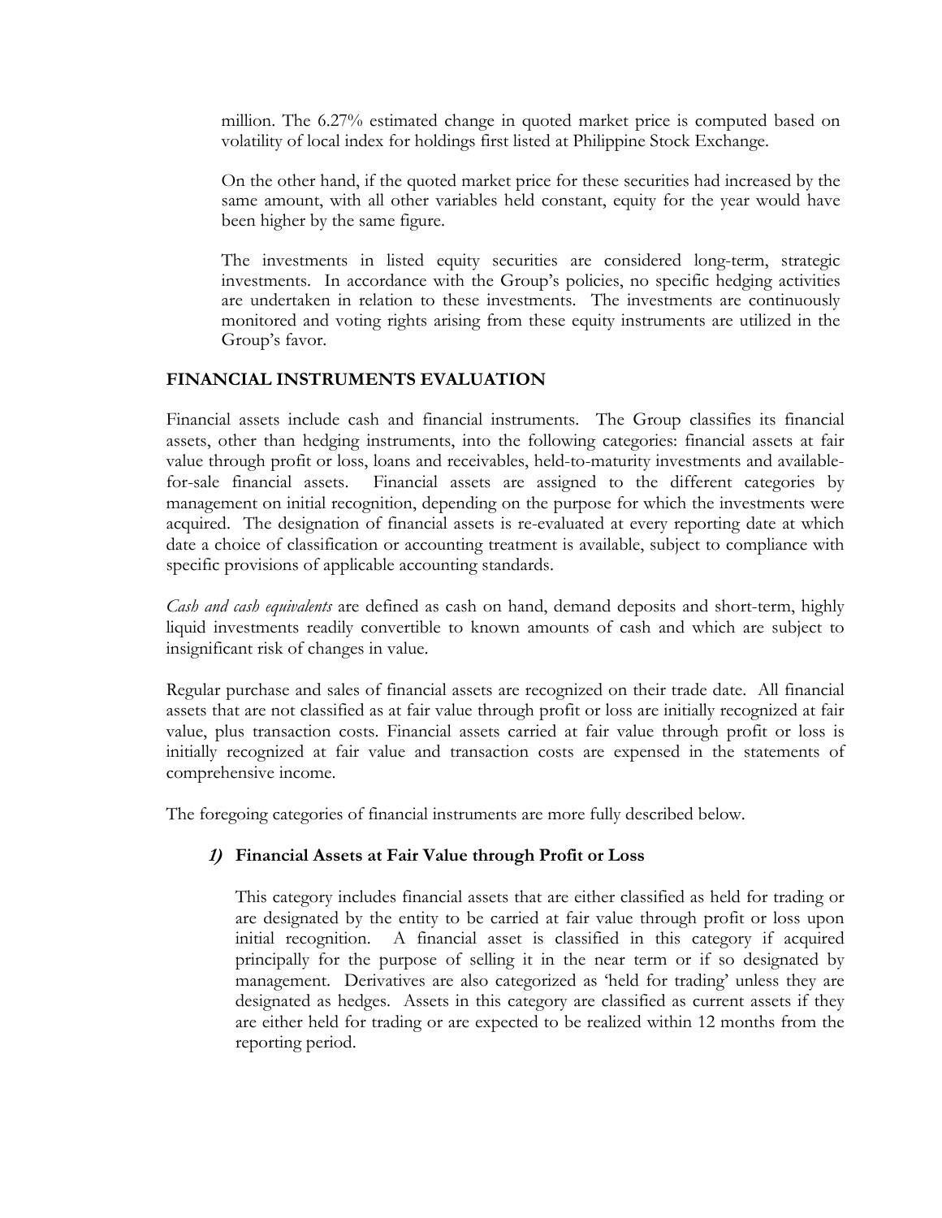million. The 6.27% estimated change in quoted market price is computed based on volatility of local index for holdings first listed at Philippine Stock Exchange.

On the other hand, if the quoted market price for these securities had increased by the same amount, with all other variables held constant, equity for the year would have been higher by the same figure.

The investments in listed equity securities are considered long-term, strategic investments. In accordance with the Group's policies, no specific hedging activities are undertaken in relation to these investments. The investments are continuously monitored and voting rights arising from these equity instruments are utilized in the Group's favor.

## FINANCIAL INSTRUMENTS EVALUATION

Financial assets include cash and financial instruments. The Group classifies its financial assets, other than hedging instruments, into the following categories: financial assets at fair value through profit or loss, loans and receivables, held-to-maturity investments and available-for-sale financial assets. Financial assets are assigned to the different categories by management on initial recognition, depending on the purpose for which the investments were acquired. The designation of financial assets is re-evaluated at every reporting date at which date a choice of classification or accounting treatment is available, subject to compliance with specific provisions of applicable accounting standards.

*Cash and cash equivalents* are defined as cash on hand, demand deposits and short-term, highly liquid investments readily convertible to known amounts of cash and which are subject to insignificant risk of changes in value.

Regular purchase and sales of financial assets are recognized on their trade date. All financial assets that are not classified as at fair value through profit or loss are initially recognized at fair value, plus transaction costs. Financial assets carried at fair value through profit or loss is initially recognized at fair value and transaction costs are expensed in the statements of comprehensive income.

The foregoing categories of financial instruments are more fully described below.

### *1)* Financial Assets at Fair Value through Profit or Loss

This category includes financial assets that are either classified as held for trading or are designated by the entity to be carried at fair value through profit or loss upon initial recognition. A financial asset is classified in this category if acquired principally for the purpose of selling it in the near term or if so designated by management. Derivatives are also categorized as 'held for trading' unless they are designated as hedges. Assets in this category are classified as current assets if they are either held for trading or are expected to be realized within 12 months from the reporting period.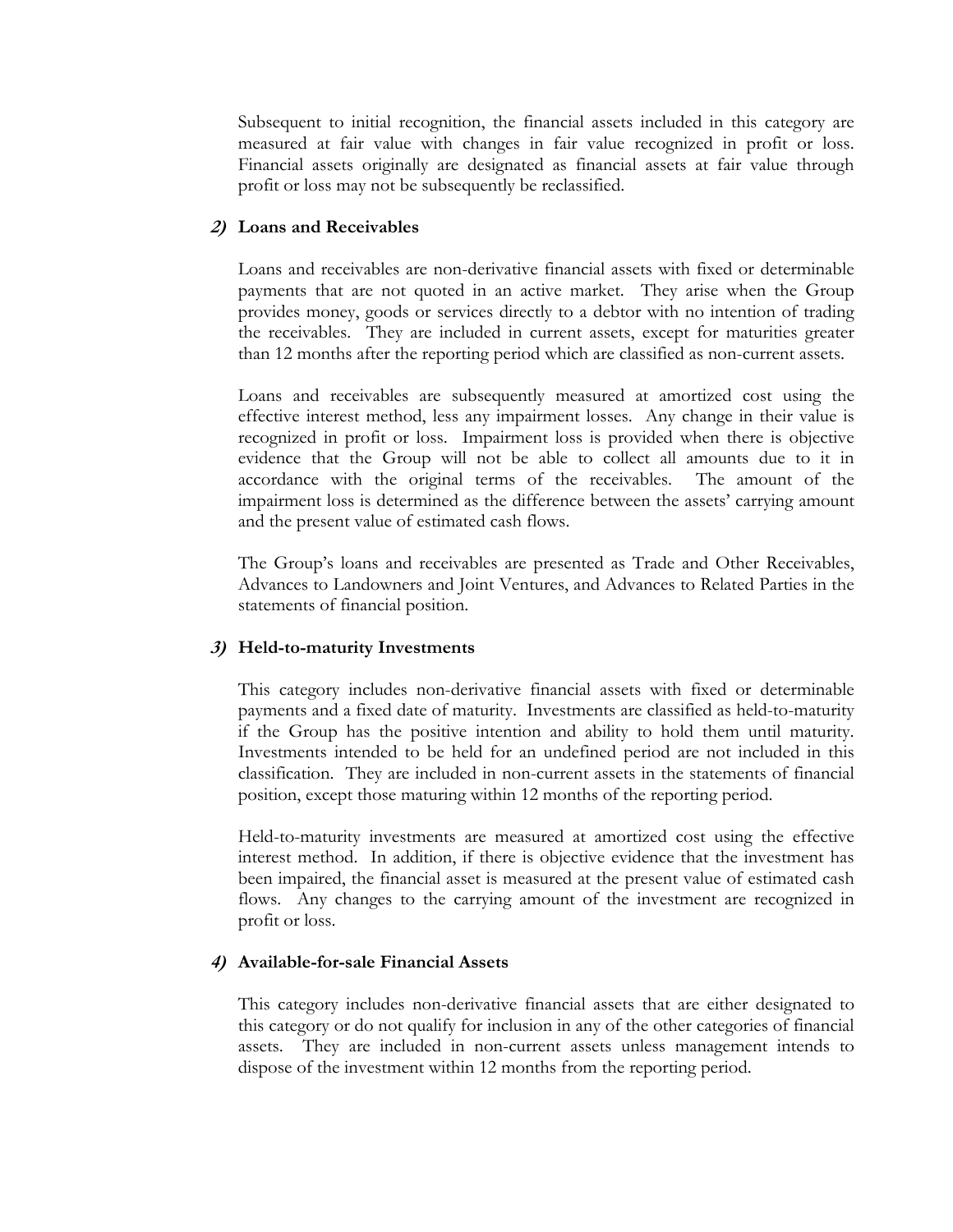Subsequent to initial recognition, the financial assets included in this category are measured at fair value with changes in fair value recognized in profit or loss. Financial assets originally are designated as financial assets at fair value through profit or loss may not be subsequently be reclassified.

***2)*** **Loans and Receivables**

Loans and receivables are non-derivative financial assets with fixed or determinable payments that are not quoted in an active market. They arise when the Group provides money, goods or services directly to a debtor with no intention of trading the receivables. They are included in current assets, except for maturities greater than 12 months after the reporting period which are classified as non-current assets.

Loans and receivables are subsequently measured at amortized cost using the effective interest method, less any impairment losses. Any change in their value is recognized in profit or loss. Impairment loss is provided when there is objective evidence that the Group will not be able to collect all amounts due to it in accordance with the original terms of the receivables. The amount of the impairment loss is determined as the difference between the assets' carrying amount and the present value of estimated cash flows.

The Group's loans and receivables are presented as Trade and Other Receivables, Advances to Landowners and Joint Ventures, and Advances to Related Parties in the statements of financial position.

***3)*** **Held-to-maturity Investments**

This category includes non-derivative financial assets with fixed or determinable payments and a fixed date of maturity. Investments are classified as held-to-maturity if the Group has the positive intention and ability to hold them until maturity. Investments intended to be held for an undefined period are not included in this classification. They are included in non-current assets in the statements of financial position, except those maturing within 12 months of the reporting period.

Held-to-maturity investments are measured at amortized cost using the effective interest method. In addition, if there is objective evidence that the investment has been impaired, the financial asset is measured at the present value of estimated cash flows. Any changes to the carrying amount of the investment are recognized in profit or loss.

***4)*** **Available-for-sale Financial Assets**

This category includes non-derivative financial assets that are either designated to this category or do not qualify for inclusion in any of the other categories of financial assets. They are included in non-current assets unless management intends to dispose of the investment within 12 months from the reporting period.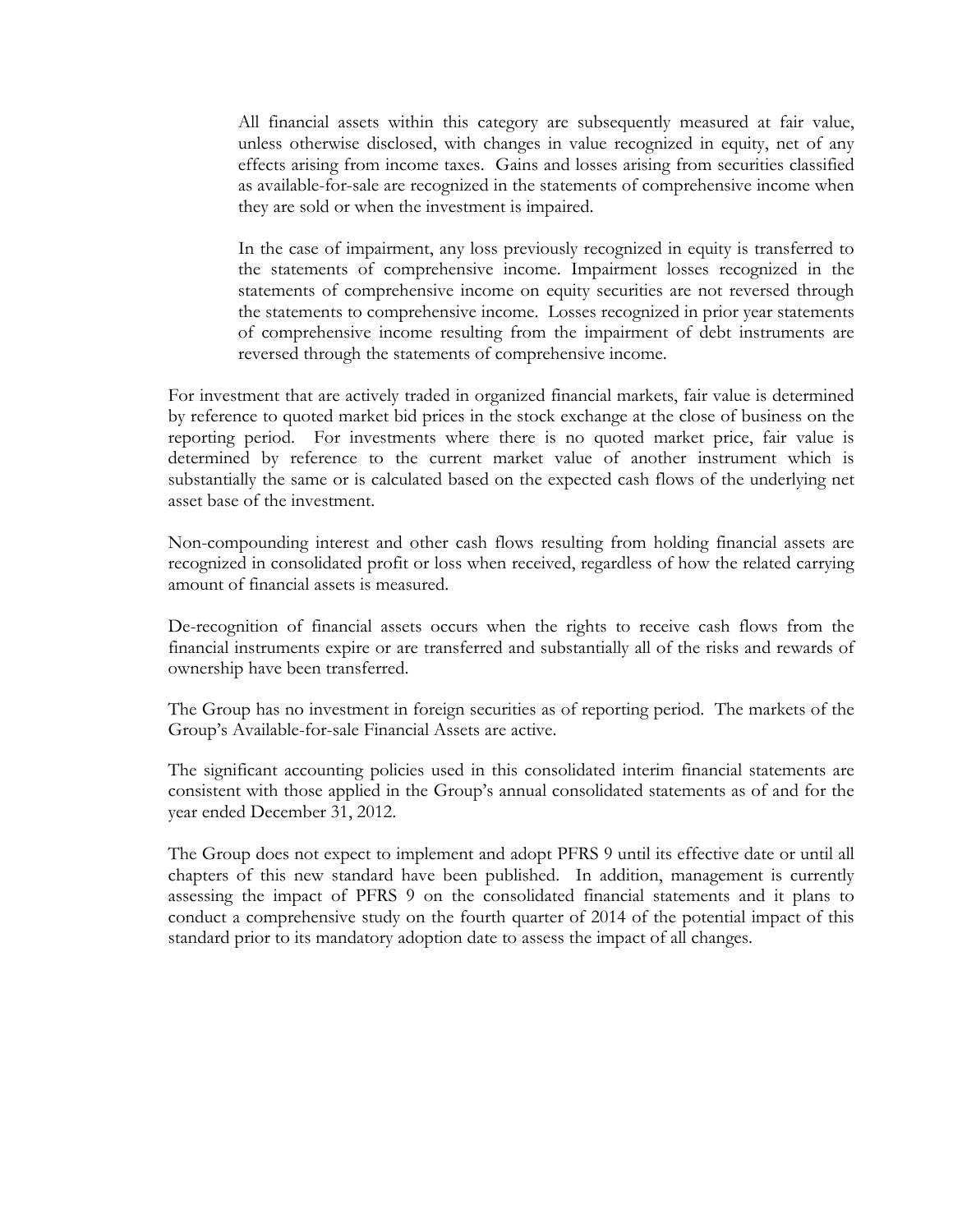All financial assets within this category are subsequently measured at fair value, unless otherwise disclosed, with changes in value recognized in equity, net of any effects arising from income taxes. Gains and losses arising from securities classified as available-for-sale are recognized in the statements of comprehensive income when they are sold or when the investment is impaired.

In the case of impairment, any loss previously recognized in equity is transferred to the statements of comprehensive income. Impairment losses recognized in the statements of comprehensive income on equity securities are not reversed through the statements to comprehensive income. Losses recognized in prior year statements of comprehensive income resulting from the impairment of debt instruments are reversed through the statements of comprehensive income.

For investment that are actively traded in organized financial markets, fair value is determined by reference to quoted market bid prices in the stock exchange at the close of business on the reporting period. For investments where there is no quoted market price, fair value is determined by reference to the current market value of another instrument which is substantially the same or is calculated based on the expected cash flows of the underlying net asset base of the investment.

Non-compounding interest and other cash flows resulting from holding financial assets are recognized in consolidated profit or loss when received, regardless of how the related carrying amount of financial assets is measured.

De-recognition of financial assets occurs when the rights to receive cash flows from the financial instruments expire or are transferred and substantially all of the risks and rewards of ownership have been transferred.

The Group has no investment in foreign securities as of reporting period. The markets of the Group's Available-for-sale Financial Assets are active.

The significant accounting policies used in this consolidated interim financial statements are consistent with those applied in the Group's annual consolidated statements as of and for the year ended December 31, 2012.

The Group does not expect to implement and adopt PFRS 9 until its effective date or until all chapters of this new standard have been published. In addition, management is currently assessing the impact of PFRS 9 on the consolidated financial statements and it plans to conduct a comprehensive study on the fourth quarter of 2014 of the potential impact of this standard prior to its mandatory adoption date to assess the impact of all changes.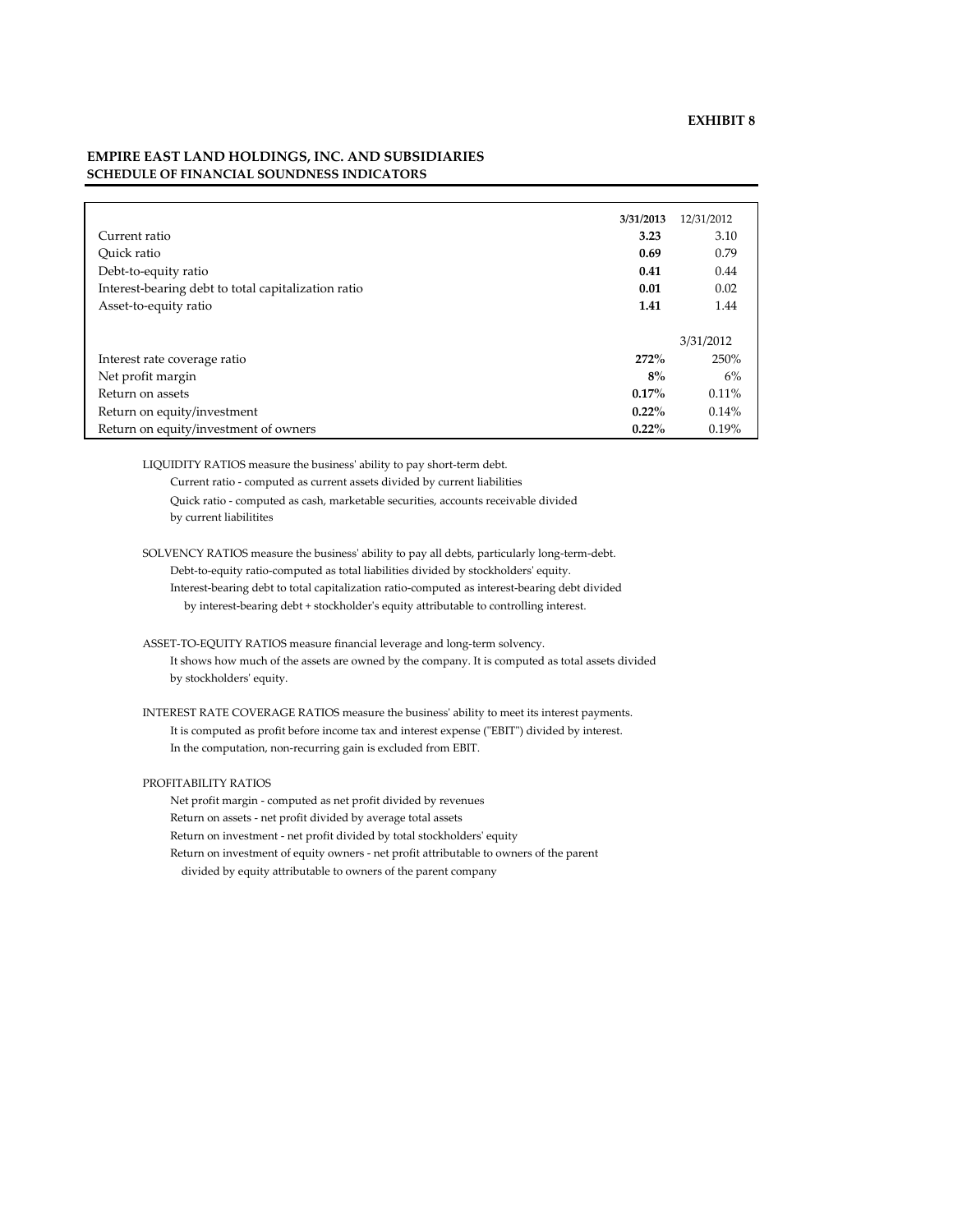**EXHIBIT 8**

**EMPIRE EAST LAND HOLDINGS, INC. AND SUBSIDIARIES**
**SCHEDULE OF FINANCIAL SOUNDNESS INDICATORS**

| | 3/31/2013 | 12/31/2012 |
|---|---|---|
| Current ratio | **3.23** | 3.10 |
| Quick ratio | **0.69** | 0.79 |
| Debt-to-equity ratio | **0.41** | 0.44 |
| Interest-bearing debt to total capitalization ratio | **0.01** | 0.02 |
| Asset-to-equity ratio | **1.41** | 1.44 |
| | | 3/31/2012 |
| Interest rate coverage ratio | **272%** | 250% |
| Net profit margin | **8%** | 6% |
| Return on assets | **0.17%** | 0.11% |
| Return on equity/investment | **0.22%** | 0.14% |
| Return on equity/investment of owners | **0.22%** | 0.19% |

LIQUIDITY RATIOS measure the business' ability to pay short-term debt.
Current ratio - computed as current assets divided by current liabilities
Quick ratio - computed as cash, marketable securities, accounts receivable divided by current liabilitites

SOLVENCY RATIOS measure the business' ability to pay all debts, particularly long-term-debt.
Debt-to-equity ratio-computed as total liabilities divided by stockholders' equity.
Interest-bearing debt to total capitalization ratio-computed as interest-bearing debt divided by interest-bearing debt + stockholder's equity attributable to controlling interest.

ASSET-TO-EQUITY RATIOS measure financial leverage and long-term solvency.
It shows how much of the assets are owned by the company. It is computed as total assets divided by stockholders' equity.

INTEREST RATE COVERAGE RATIOS measure the business' ability to meet its interest payments.
It is computed as profit before income tax and interest expense ("EBIT") divided by interest.
In the computation, non-recurring gain is excluded from EBIT.

PROFITABILITY RATIOS
Net profit margin - computed as net profit divided by revenues
Return on assets - net profit divided by average total assets
Return on investment - net profit divided by total stockholders' equity
Return on investment of equity owners - net profit attributable to owners of the parent divided by equity attributable to owners of the parent company